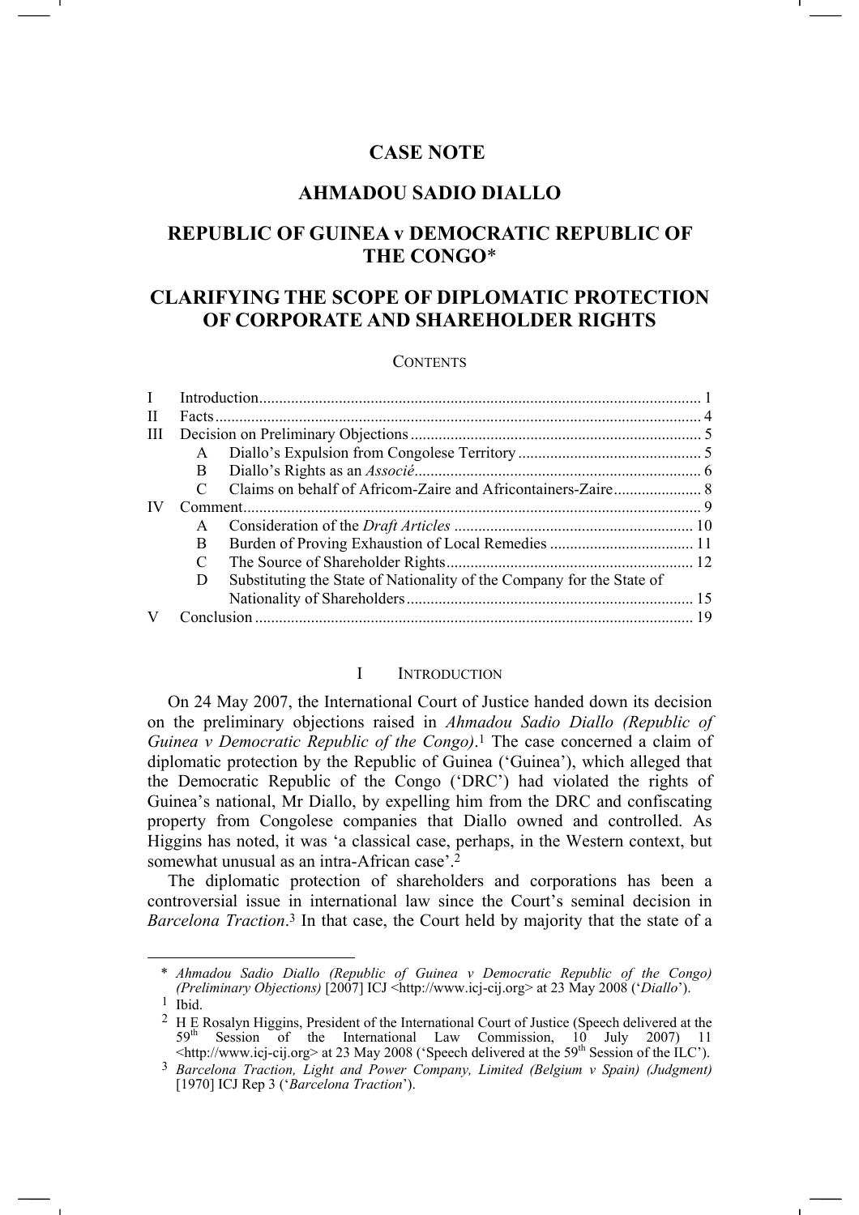# CASE NOTE

## AHMADOU SADIO DIALLO

## REPUBLIC OF GUINEA v DEMOCRATIC REPUBLIC OF THE CONGO*

## CLARIFYING THE SCOPE OF DIPLOMATIC PROTECTION OF CORPORATE AND SHAREHOLDER RIGHTS

CONTENTS

| | | | |
|---|---|---|---|
| I | Introduction | | 1 |
| II | Facts | | 4 |
| III | Decision on Preliminary Objections | | 5 |
| | A | Diallo's Expulsion from Congolese Territory | 5 |
| | B | Diallo's Rights as an *Associé* | 6 |
| | C | Claims on behalf of Africom-Zaire and Africontainers-Zaire | 8 |
| IV | Comment | | 9 |
| | A | Consideration of the *Draft Articles* | 10 |
| | B | Burden of Proving Exhaustion of Local Remedies | 11 |
| | C | The Source of Shareholder Rights | 12 |
| | D | Substituting the State of Nationality of the Company for the State of Nationality of Shareholders | 15 |
| V | Conclusion | | 19 |

### I INTRODUCTION

On 24 May 2007, the International Court of Justice handed down its decision on the preliminary objections raised in *Ahmadou Sadio Diallo (Republic of Guinea v Democratic Republic of the Congo)*.[1] The case concerned a claim of diplomatic protection by the Republic of Guinea ('Guinea'), which alleged that the Democratic Republic of the Congo ('DRC') had violated the rights of Guinea's national, Mr Diallo, by expelling him from the DRC and confiscating property from Congolese companies that Diallo owned and controlled. As Higgins has noted, it was 'a classical case, perhaps, in the Western context, but somewhat unusual as an intra-African case'.[2]

The diplomatic protection of shareholders and corporations has been a controversial issue in international law since the Court's seminal decision in *Barcelona Traction*.[3] In that case, the Court held by majority that the state of a

---

\* *Ahmadou Sadio Diallo (Republic of Guinea v Democratic Republic of the Congo) (Preliminary Objections)* [2007] ICJ <http://www.icj-cij.org> at 23 May 2008 ('*Diallo*').

[1] Ibid.

[2] H E Rosalyn Higgins, President of the International Court of Justice (Speech delivered at the 59th Session of the International Law Commission, 10 July 2007) 11 <http://www.icj-cij.org> at 23 May 2008 ('Speech delivered at the 59th Session of the ILC').

[3] *Barcelona Traction, Light and Power Company, Limited (Belgium v Spain) (Judgment)* [1970] ICJ Rep 3 ('*Barcelona Traction*').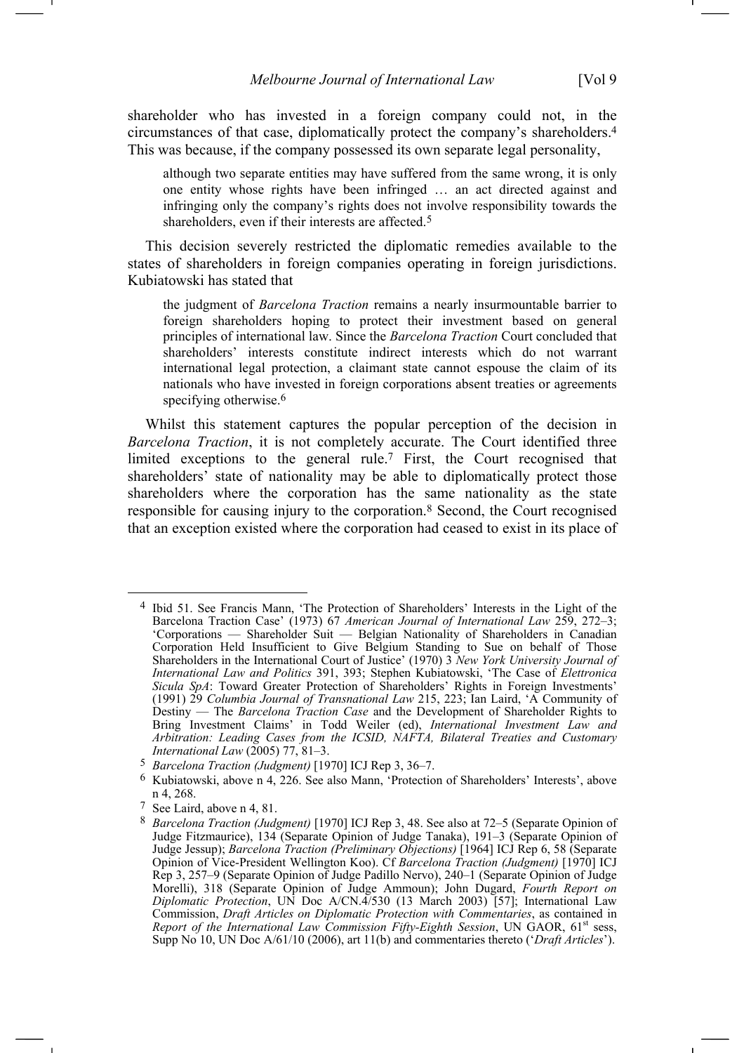shareholder who has invested in a foreign company could not, in the circumstances of that case, diplomatically protect the company's shareholders.[4] This was because, if the company possessed its own separate legal personality,

> although two separate entities may have suffered from the same wrong, it is only one entity whose rights have been infringed … an act directed against and infringing only the company's rights does not involve responsibility towards the shareholders, even if their interests are affected.[5]

This decision severely restricted the diplomatic remedies available to the states of shareholders in foreign companies operating in foreign jurisdictions. Kubiatowski has stated that

> the judgment of *Barcelona Traction* remains a nearly insurmountable barrier to foreign shareholders hoping to protect their investment based on general principles of international law. Since the *Barcelona Traction* Court concluded that shareholders' interests constitute indirect interests which do not warrant international legal protection, a claimant state cannot espouse the claim of its nationals who have invested in foreign corporations absent treaties or agreements specifying otherwise.[6]

Whilst this statement captures the popular perception of the decision in *Barcelona Traction*, it is not completely accurate. The Court identified three limited exceptions to the general rule.[7] First, the Court recognised that shareholders' state of nationality may be able to diplomatically protect those shareholders where the corporation has the same nationality as the state responsible for causing injury to the corporation.[8] Second, the Court recognised that an exception existed where the corporation had ceased to exist in its place of

---

[4] Ibid 51. See Francis Mann, 'The Protection of Shareholders' Interests in the Light of the Barcelona Traction Case' (1973) 67 *American Journal of International Law* 259, 272–3; 'Corporations — Shareholder Suit — Belgian Nationality of Shareholders in Canadian Corporation Held Insufficient to Give Belgium Standing to Sue on behalf of Those Shareholders in the International Court of Justice' (1970) 3 *New York University Journal of International Law and Politics* 391, 393; Stephen Kubiatowski, 'The Case of *Elettronica Sicula SpA*: Toward Greater Protection of Shareholders' Rights in Foreign Investments' (1991) 29 *Columbia Journal of Transnational Law* 215, 223; Ian Laird, 'A Community of Destiny — The *Barcelona Traction Case* and the Development of Shareholder Rights to Bring Investment Claims' in Todd Weiler (ed), *International Investment Law and Arbitration: Leading Cases from the ICSID, NAFTA, Bilateral Treaties and Customary International Law* (2005) 77, 81–3.

[5] *Barcelona Traction (Judgment)* [1970] ICJ Rep 3, 36–7.

[6] Kubiatowski, above n 4, 226. See also Mann, 'Protection of Shareholders' Interests', above n 4, 268.

[7] See Laird, above n 4, 81.

[8] *Barcelona Traction (Judgment)* [1970] ICJ Rep 3, 48. See also at 72–5 (Separate Opinion of Judge Fitzmaurice), 134 (Separate Opinion of Judge Tanaka), 191–3 (Separate Opinion of Judge Jessup); *Barcelona Traction (Preliminary Objections)* [1964] ICJ Rep 6, 58 (Separate Opinion of Vice-President Wellington Koo). Cf *Barcelona Traction (Judgment)* [1970] ICJ Rep 3, 257–9 (Separate Opinion of Judge Padillo Nervo), 240–1 (Separate Opinion of Judge Morelli), 318 (Separate Opinion of Judge Ammoun); John Dugard, *Fourth Report on Diplomatic Protection*, UN Doc A/CN.4/530 (13 March 2003) [57]; International Law Commission, *Draft Articles on Diplomatic Protection with Commentaries*, as contained in *Report of the International Law Commission Fifty-Eighth Session*, UN GAOR, 61st sess, Supp No 10, UN Doc A/61/10 (2006), art 11(b) and commentaries thereto ('*Draft Articles*').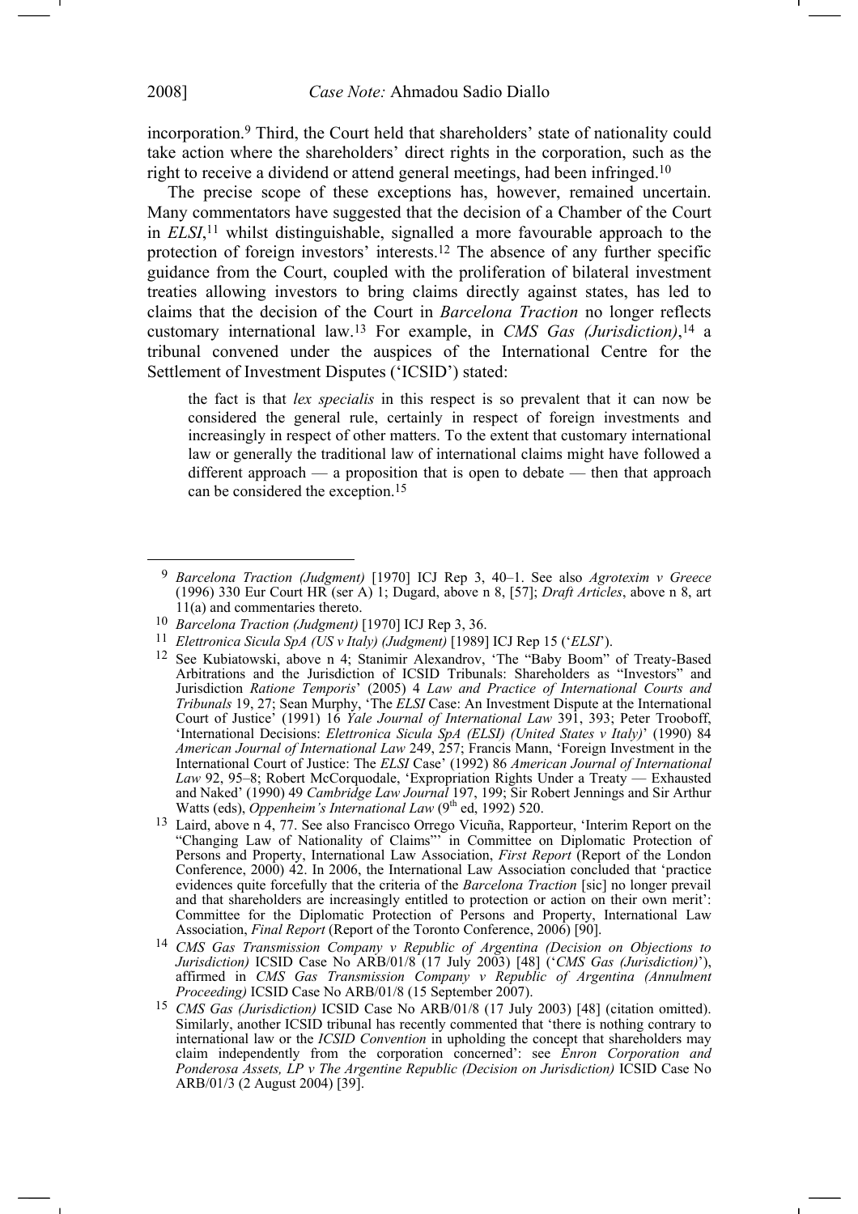incorporation.[9] Third, the Court held that shareholders' state of nationality could take action where the shareholders' direct rights in the corporation, such as the right to receive a dividend or attend general meetings, had been infringed.[10]

The precise scope of these exceptions has, however, remained uncertain. Many commentators have suggested that the decision of a Chamber of the Court in *ELSI*,[11] whilst distinguishable, signalled a more favourable approach to the protection of foreign investors' interests.[12] The absence of any further specific guidance from the Court, coupled with the proliferation of bilateral investment treaties allowing investors to bring claims directly against states, has led to claims that the decision of the Court in *Barcelona Traction* no longer reflects customary international law.[13] For example, in *CMS Gas (Jurisdiction)*,[14] a tribunal convened under the auspices of the International Centre for the Settlement of Investment Disputes ('ICSID') stated:

> the fact is that *lex specialis* in this respect is so prevalent that it can now be considered the general rule, certainly in respect of foreign investments and increasingly in respect of other matters. To the extent that customary international law or generally the traditional law of international claims might have followed a different approach — a proposition that is open to debate — then that approach can be considered the exception.[15]

---

[9] *Barcelona Traction (Judgment)* [1970] ICJ Rep 3, 40–1. See also *Agrotexim v Greece* (1996) 330 Eur Court HR (ser A) 1; Dugard, above n 8, [57]; *Draft Articles*, above n 8, art 11(a) and commentaries thereto.

[10] *Barcelona Traction (Judgment)* [1970] ICJ Rep 3, 36.

[11] *Elettronica Sicula SpA (US v Italy) (Judgment)* [1989] ICJ Rep 15 ('*ELSI*').

[12] See Kubiatowski, above n 4; Stanimir Alexandrov, 'The "Baby Boom" of Treaty-Based Arbitrations and the Jurisdiction of ICSID Tribunals: Shareholders as "Investors" and Jurisdiction *Ratione Temporis*' (2005) 4 *Law and Practice of International Courts and Tribunals* 19, 27; Sean Murphy, 'The *ELSI* Case: An Investment Dispute at the International Court of Justice' (1991) 16 *Yale Journal of International Law* 391, 393; Peter Trooboff, 'International Decisions: *Elettronica Sicula SpA (ELSI) (United States v Italy)*' (1990) 84 *American Journal of International Law* 249, 257; Francis Mann, 'Foreign Investment in the International Court of Justice: The *ELSI* Case' (1992) 86 *American Journal of International Law* 92, 95–8; Robert McCorquodale, 'Expropriation Rights Under a Treaty — Exhausted and Naked' (1990) 49 *Cambridge Law Journal* 197, 199; Sir Robert Jennings and Sir Arthur Watts (eds), *Oppenheim's International Law* (9th ed, 1992) 520.

[13] Laird, above n 4, 77. See also Francisco Orrego Vicuña, Rapporteur, 'Interim Report on the "Changing Law of Nationality of Claims"' in Committee on Diplomatic Protection of Persons and Property, International Law Association, *First Report* (Report of the London Conference, 2000) 42. In 2006, the International Law Association concluded that 'practice evidences quite forcefully that the criteria of the *Barcelona Traction* [sic] no longer prevail and that shareholders are increasingly entitled to protection or action on their own merit': Committee for the Diplomatic Protection of Persons and Property, International Law Association, *Final Report* (Report of the Toronto Conference, 2006) [90].

[14] *CMS Gas Transmission Company v Republic of Argentina (Decision on Objections to Jurisdiction)* ICSID Case No ARB/01/8 (17 July 2003) [48] ('*CMS Gas (Jurisdiction)*'), affirmed in *CMS Gas Transmission Company v Republic of Argentina (Annulment Proceeding)* ICSID Case No ARB/01/8 (15 September 2007).

[15] *CMS Gas (Jurisdiction)* ICSID Case No ARB/01/8 (17 July 2003) [48] (citation omitted). Similarly, another ICSID tribunal has recently commented that 'there is nothing contrary to international law or the *ICSID Convention* in upholding the concept that shareholders may claim independently from the corporation concerned': see *Enron Corporation and Ponderosa Assets, LP v The Argentine Republic (Decision on Jurisdiction)* ICSID Case No ARB/01/3 (2 August 2004) [39].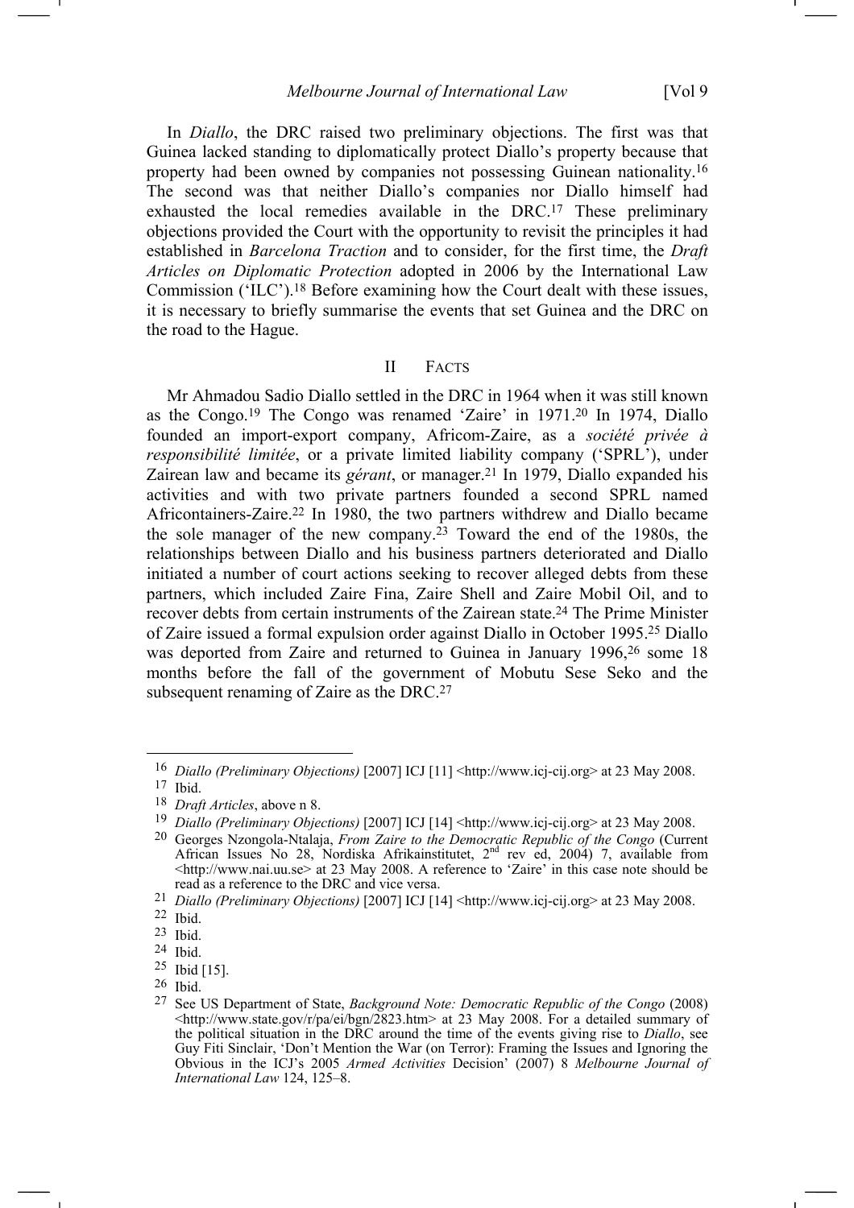In *Diallo*, the DRC raised two preliminary objections. The first was that Guinea lacked standing to diplomatically protect Diallo's property because that property had been owned by companies not possessing Guinean nationality.[16] The second was that neither Diallo's companies nor Diallo himself had exhausted the local remedies available in the DRC.[17] These preliminary objections provided the Court with the opportunity to revisit the principles it had established in *Barcelona Traction* and to consider, for the first time, the *Draft Articles on Diplomatic Protection* adopted in 2006 by the International Law Commission ('ILC').[18] Before examining how the Court dealt with these issues, it is necessary to briefly summarise the events that set Guinea and the DRC on the road to the Hague.

## II FACTS

Mr Ahmadou Sadio Diallo settled in the DRC in 1964 when it was still known as the Congo.[19] The Congo was renamed 'Zaire' in 1971.[20] In 1974, Diallo founded an import-export company, Africom-Zaire, as a *société privée à responsibilité limitée*, or a private limited liability company ('SPRL'), under Zairean law and became its *gérant*, or manager.[21] In 1979, Diallo expanded his activities and with two private partners founded a second SPRL named Africontainers-Zaire.[22] In 1980, the two partners withdrew and Diallo became the sole manager of the new company.[23] Toward the end of the 1980s, the relationships between Diallo and his business partners deteriorated and Diallo initiated a number of court actions seeking to recover alleged debts from these partners, which included Zaire Fina, Zaire Shell and Zaire Mobil Oil, and to recover debts from certain instruments of the Zairean state.[24] The Prime Minister of Zaire issued a formal expulsion order against Diallo in October 1995.[25] Diallo was deported from Zaire and returned to Guinea in January 1996,[26] some 18 months before the fall of the government of Mobutu Sese Seko and the subsequent renaming of Zaire as the DRC.[27]

---

[16] *Diallo (Preliminary Objections)* [2007] ICJ [11] <http://www.icj-cij.org> at 23 May 2008.

[17] Ibid.

[18] *Draft Articles*, above n 8.

[19] *Diallo (Preliminary Objections)* [2007] ICJ [14] <http://www.icj-cij.org> at 23 May 2008.

[20] Georges Nzongola-Ntalaja, *From Zaire to the Democratic Republic of the Congo* (Current African Issues No 28, Nordiska Afrikainstitutet, 2nd rev ed, 2004) 7, available from <http://www.nai.uu.se> at 23 May 2008. A reference to 'Zaire' in this case note should be read as a reference to the DRC and vice versa.

[21] *Diallo (Preliminary Objections)* [2007] ICJ [14] <http://www.icj-cij.org> at 23 May 2008.

[22] Ibid.

[23] Ibid.

[24] Ibid.

[25] Ibid [15].

[26] Ibid.

[27] See US Department of State, *Background Note: Democratic Republic of the Congo* (2008) <http://www.state.gov/r/pa/ei/bgn/2823.htm> at 23 May 2008. For a detailed summary of the political situation in the DRC around the time of the events giving rise to *Diallo*, see Guy Fiti Sinclair, 'Don't Mention the War (on Terror): Framing the Issues and Ignoring the Obvious in the ICJ's 2005 *Armed Activities* Decision' (2007) 8 *Melbourne Journal of International Law* 124, 125–8.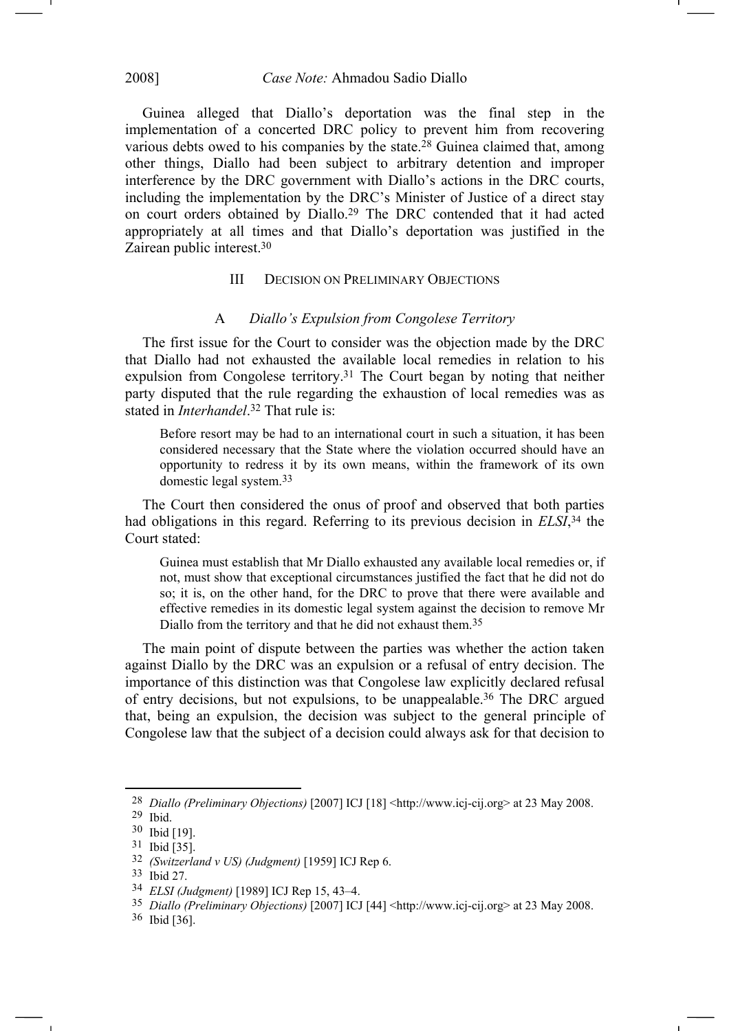Guinea alleged that Diallo's deportation was the final step in the implementation of a concerted DRC policy to prevent him from recovering various debts owed to his companies by the state.[28] Guinea claimed that, among other things, Diallo had been subject to arbitrary detention and improper interference by the DRC government with Diallo's actions in the DRC courts, including the implementation by the DRC's Minister of Justice of a direct stay on court orders obtained by Diallo.[29] The DRC contended that it had acted appropriately at all times and that Diallo's deportation was justified in the Zairean public interest.[30]

## III Decision on Preliminary Objections

### A *Diallo's Expulsion from Congolese Territory*

The first issue for the Court to consider was the objection made by the DRC that Diallo had not exhausted the available local remedies in relation to his expulsion from Congolese territory.[31] The Court began by noting that neither party disputed that the rule regarding the exhaustion of local remedies was as stated in *Interhandel*.[32] That rule is:

> Before resort may be had to an international court in such a situation, it has been considered necessary that the State where the violation occurred should have an opportunity to redress it by its own means, within the framework of its own domestic legal system.[33]

The Court then considered the onus of proof and observed that both parties had obligations in this regard. Referring to its previous decision in *ELSI*,[34] the Court stated:

> Guinea must establish that Mr Diallo exhausted any available local remedies or, if not, must show that exceptional circumstances justified the fact that he did not do so; it is, on the other hand, for the DRC to prove that there were available and effective remedies in its domestic legal system against the decision to remove Mr Diallo from the territory and that he did not exhaust them.[35]

The main point of dispute between the parties was whether the action taken against Diallo by the DRC was an expulsion or a refusal of entry decision. The importance of this distinction was that Congolese law explicitly declared refusal of entry decisions, but not expulsions, to be unappealable.[36] The DRC argued that, being an expulsion, the decision was subject to the general principle of Congolese law that the subject of a decision could always ask for that decision to

---

[28] *Diallo (Preliminary Objections)* [2007] ICJ [18] <http://www.icj-cij.org> at 23 May 2008.

[29] Ibid.

[30] Ibid [19].

[31] Ibid [35].

[32] *(Switzerland v US) (Judgment)* [1959] ICJ Rep 6.

[33] Ibid 27.

[34] *ELSI (Judgment)* [1989] ICJ Rep 15, 43–4.

[35] *Diallo (Preliminary Objections)* [2007] ICJ [44] <http://www.icj-cij.org> at 23 May 2008.

[36] Ibid [36].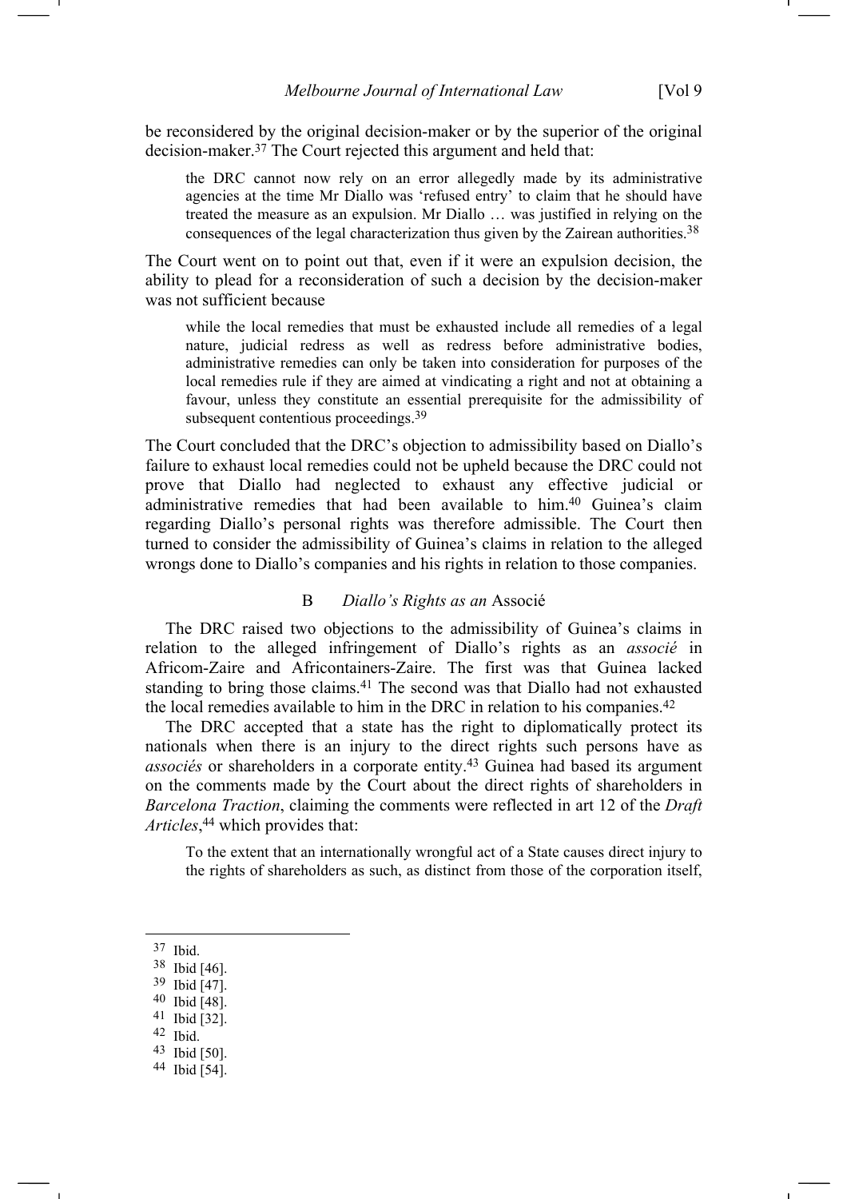be reconsidered by the original decision-maker or by the superior of the original decision-maker.[37] The Court rejected this argument and held that:

> the DRC cannot now rely on an error allegedly made by its administrative agencies at the time Mr Diallo was 'refused entry' to claim that he should have treated the measure as an expulsion. Mr Diallo … was justified in relying on the consequences of the legal characterization thus given by the Zairean authorities.[38]

The Court went on to point out that, even if it were an expulsion decision, the ability to plead for a reconsideration of such a decision by the decision-maker was not sufficient because

> while the local remedies that must be exhausted include all remedies of a legal nature, judicial redress as well as redress before administrative bodies, administrative remedies can only be taken into consideration for purposes of the local remedies rule if they are aimed at vindicating a right and not at obtaining a favour, unless they constitute an essential prerequisite for the admissibility of subsequent contentious proceedings.[39]

The Court concluded that the DRC's objection to admissibility based on Diallo's failure to exhaust local remedies could not be upheld because the DRC could not prove that Diallo had neglected to exhaust any effective judicial or administrative remedies that had been available to him.[40] Guinea's claim regarding Diallo's personal rights was therefore admissible. The Court then turned to consider the admissibility of Guinea's claims in relation to the alleged wrongs done to Diallo's companies and his rights in relation to those companies.

### B *Diallo's Rights as an* Associé

The DRC raised two objections to the admissibility of Guinea's claims in relation to the alleged infringement of Diallo's rights as an *associé* in Africom-Zaire and Africontainers-Zaire. The first was that Guinea lacked standing to bring those claims.[41] The second was that Diallo had not exhausted the local remedies available to him in the DRC in relation to his companies.[42]

The DRC accepted that a state has the right to diplomatically protect its nationals when there is an injury to the direct rights such persons have as *associés* or shareholders in a corporate entity.[43] Guinea had based its argument on the comments made by the Court about the direct rights of shareholders in *Barcelona Traction*, claiming the comments were reflected in art 12 of the *Draft Articles*,[44] which provides that:

> To the extent that an internationally wrongful act of a State causes direct injury to the rights of shareholders as such, as distinct from those of the corporation itself,

---

[37] Ibid.

[38] Ibid [46].

[39] Ibid [47].

[40] Ibid [48].

[41] Ibid [32].

[42] Ibid.

[43] Ibid [50].

[44] Ibid [54].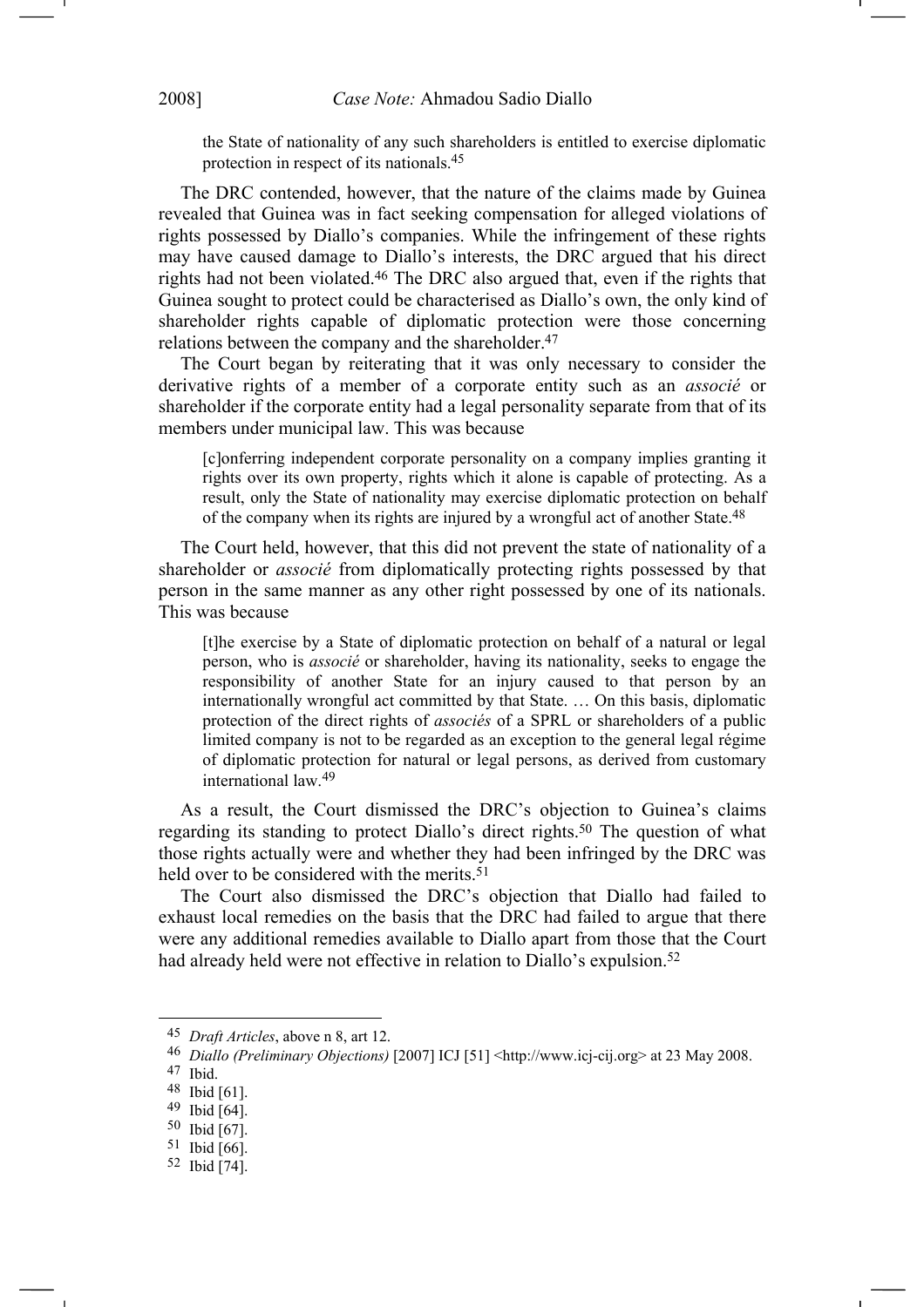the State of nationality of any such shareholders is entitled to exercise diplomatic protection in respect of its nationals.[45]

The DRC contended, however, that the nature of the claims made by Guinea revealed that Guinea was in fact seeking compensation for alleged violations of rights possessed by Diallo's companies. While the infringement of these rights may have caused damage to Diallo's interests, the DRC argued that his direct rights had not been violated.[46] The DRC also argued that, even if the rights that Guinea sought to protect could be characterised as Diallo's own, the only kind of shareholder rights capable of diplomatic protection were those concerning relations between the company and the shareholder.[47]

The Court began by reiterating that it was only necessary to consider the derivative rights of a member of a corporate entity such as an *associé* or shareholder if the corporate entity had a legal personality separate from that of its members under municipal law. This was because

> [c]onferring independent corporate personality on a company implies granting it rights over its own property, rights which it alone is capable of protecting. As a result, only the State of nationality may exercise diplomatic protection on behalf of the company when its rights are injured by a wrongful act of another State.[48]

The Court held, however, that this did not prevent the state of nationality of a shareholder or *associé* from diplomatically protecting rights possessed by that person in the same manner as any other right possessed by one of its nationals. This was because

> [t]he exercise by a State of diplomatic protection on behalf of a natural or legal person, who is *associé* or shareholder, having its nationality, seeks to engage the responsibility of another State for an injury caused to that person by an internationally wrongful act committed by that State. … On this basis, diplomatic protection of the direct rights of *associés* of a SPRL or shareholders of a public limited company is not to be regarded as an exception to the general legal régime of diplomatic protection for natural or legal persons, as derived from customary international law.[49]

As a result, the Court dismissed the DRC's objection to Guinea's claims regarding its standing to protect Diallo's direct rights.[50] The question of what those rights actually were and whether they had been infringed by the DRC was held over to be considered with the merits.[51]

The Court also dismissed the DRC's objection that Diallo had failed to exhaust local remedies on the basis that the DRC had failed to argue that there were any additional remedies available to Diallo apart from those that the Court had already held were not effective in relation to Diallo's expulsion.[52]

---

[45] *Draft Articles*, above n 8, art 12.

[46] *Diallo (Preliminary Objections)* [2007] ICJ [51] <http://www.icj-cij.org> at 23 May 2008.

[47] Ibid.

[48] Ibid [61].

[49] Ibid [64].

[50] Ibid [67].

[51] Ibid [66].

[52] Ibid [74].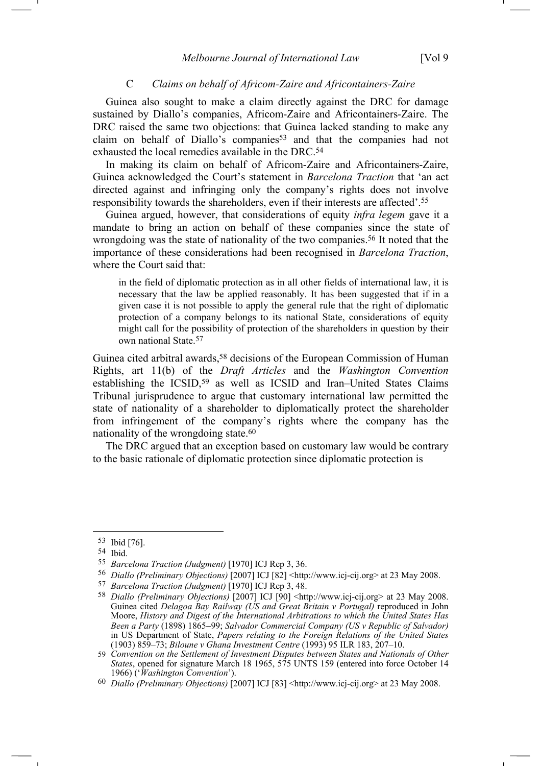### C *Claims on behalf of Africom-Zaire and Africontainers-Zaire*

Guinea also sought to make a claim directly against the DRC for damage sustained by Diallo's companies, Africom-Zaire and Africontainers-Zaire. The DRC raised the same two objections: that Guinea lacked standing to make any claim on behalf of Diallo's companies[53] and that the companies had not exhausted the local remedies available in the DRC.[54]

In making its claim on behalf of Africom-Zaire and Africontainers-Zaire, Guinea acknowledged the Court's statement in *Barcelona Traction* that 'an act directed against and infringing only the company's rights does not involve responsibility towards the shareholders, even if their interests are affected'.[55]

Guinea argued, however, that considerations of equity *infra legem* gave it a mandate to bring an action on behalf of these companies since the state of wrongdoing was the state of nationality of the two companies.[56] It noted that the importance of these considerations had been recognised in *Barcelona Traction*, where the Court said that:

> in the field of diplomatic protection as in all other fields of international law, it is necessary that the law be applied reasonably. It has been suggested that if in a given case it is not possible to apply the general rule that the right of diplomatic protection of a company belongs to its national State, considerations of equity might call for the possibility of protection of the shareholders in question by their own national State.[57]

Guinea cited arbitral awards,[58] decisions of the European Commission of Human Rights, art 11(b) of the *Draft Articles* and the *Washington Convention* establishing the ICSID,[59] as well as ICSID and Iran–United States Claims Tribunal jurisprudence to argue that customary international law permitted the state of nationality of a shareholder to diplomatically protect the shareholder from infringement of the company's rights where the company has the nationality of the wrongdoing state.[60]

The DRC argued that an exception based on customary law would be contrary to the basic rationale of diplomatic protection since diplomatic protection is

---

[53] Ibid [76].

[54] Ibid.

[55] *Barcelona Traction (Judgment)* [1970] ICJ Rep 3, 36.

[56] *Diallo (Preliminary Objections)* [2007] ICJ [82] <http://www.icj-cij.org> at 23 May 2008.

[57] *Barcelona Traction (Judgment)* [1970] ICJ Rep 3, 48.

[58] *Diallo (Preliminary Objections)* [2007] ICJ [90] <http://www.icj-cij.org> at 23 May 2008. Guinea cited *Delagoa Bay Railway (US and Great Britain v Portugal)* reproduced in John Moore, *History and Digest of the International Arbitrations to which the United States Has Been a Party* (1898) 1865–99; *Salvador Commercial Company (US v Republic of Salvador)* in US Department of State, *Papers relating to the Foreign Relations of the United States* (1903) 859–73; *Biloune v Ghana Investment Centre* (1993) 95 ILR 183, 207–10.

[59] *Convention on the Settlement of Investment Disputes between States and Nationals of Other States*, opened for signature March 18 1965, 575 UNTS 159 (entered into force October 14 1966) ('*Washington Convention*').

[60] *Diallo (Preliminary Objections)* [2007] ICJ [83] <http://www.icj-cij.org> at 23 May 2008.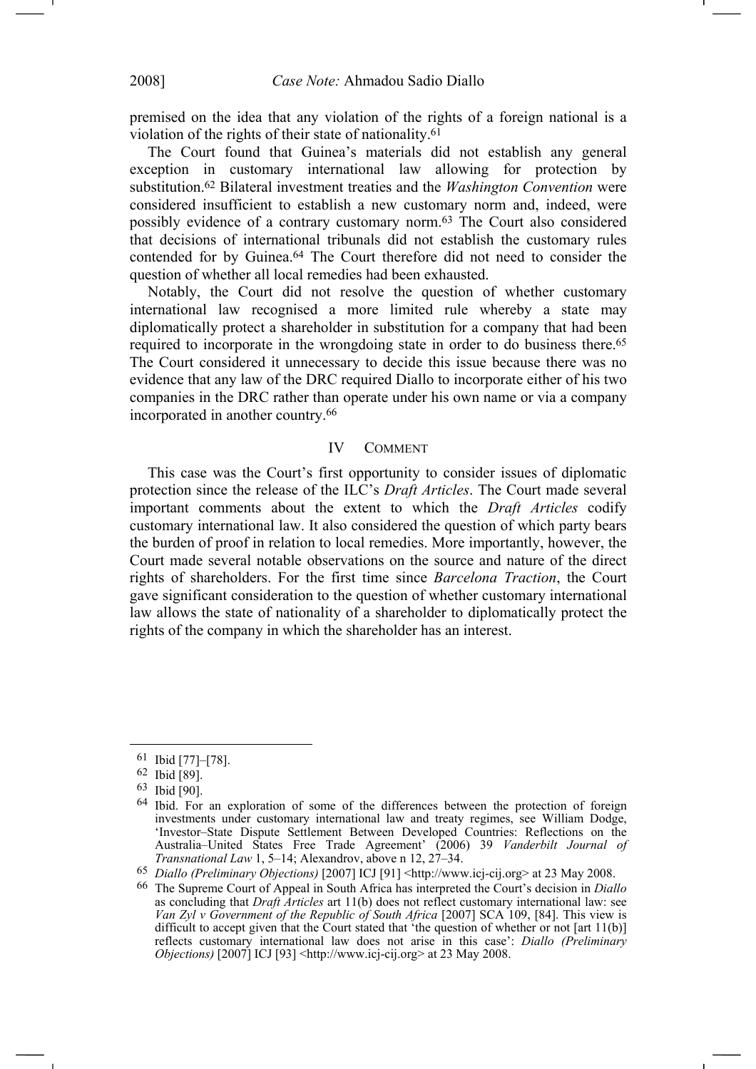premised on the idea that any violation of the rights of a foreign national is a violation of the rights of their state of nationality.[61]

The Court found that Guinea's materials did not establish any general exception in customary international law allowing for protection by substitution.[62] Bilateral investment treaties and the *Washington Convention* were considered insufficient to establish a new customary norm and, indeed, were possibly evidence of a contrary customary norm.[63] The Court also considered that decisions of international tribunals did not establish the customary rules contended for by Guinea.[64] The Court therefore did not need to consider the question of whether all local remedies had been exhausted.

Notably, the Court did not resolve the question of whether customary international law recognised a more limited rule whereby a state may diplomatically protect a shareholder in substitution for a company that had been required to incorporate in the wrongdoing state in order to do business there.[65] The Court considered it unnecessary to decide this issue because there was no evidence that any law of the DRC required Diallo to incorporate either of his two companies in the DRC rather than operate under his own name or via a company incorporated in another country.[66]

## IV COMMENT

This case was the Court's first opportunity to consider issues of diplomatic protection since the release of the ILC's *Draft Articles*. The Court made several important comments about the extent to which the *Draft Articles* codify customary international law. It also considered the question of which party bears the burden of proof in relation to local remedies. More importantly, however, the Court made several notable observations on the source and nature of the direct rights of shareholders. For the first time since *Barcelona Traction*, the Court gave significant consideration to the question of whether customary international law allows the state of nationality of a shareholder to diplomatically protect the rights of the company in which the shareholder has an interest.

---

[61] Ibid [77]–[78].

[62] Ibid [89].

[63] Ibid [90].

[64] Ibid. For an exploration of some of the differences between the protection of foreign investments under customary international law and treaty regimes, see William Dodge, 'Investor–State Dispute Settlement Between Developed Countries: Reflections on the Australia–United States Free Trade Agreement' (2006) 39 *Vanderbilt Journal of Transnational Law* 1, 5–14; Alexandrov, above n 12, 27–34.

[65] *Diallo (Preliminary Objections)* [2007] ICJ [91] <http://www.icj-cij.org> at 23 May 2008.

[66] The Supreme Court of Appeal in South Africa has interpreted the Court's decision in *Diallo* as concluding that *Draft Articles* art 11(b) does not reflect customary international law: see *Van Zyl v Government of the Republic of South Africa* [2007] SCA 109, [84]. This view is difficult to accept given that the Court stated that 'the question of whether or not [art 11(b)] reflects customary international law does not arise in this case': *Diallo (Preliminary Objections)* [2007] ICJ [93] <http://www.icj-cij.org> at 23 May 2008.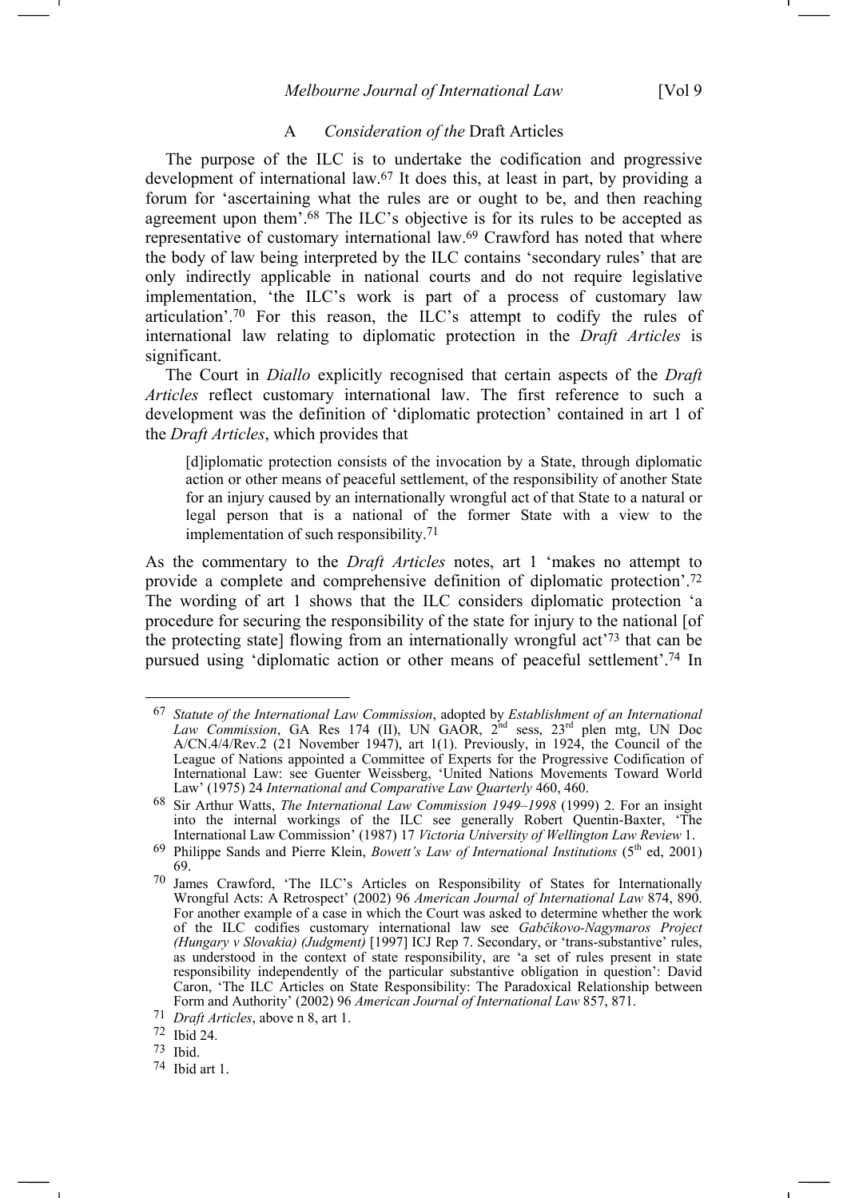### A *Consideration of the* Draft Articles

The purpose of the ILC is to undertake the codification and progressive development of international law.[67] It does this, at least in part, by providing a forum for 'ascertaining what the rules are or ought to be, and then reaching agreement upon them'.[68] The ILC's objective is for its rules to be accepted as representative of customary international law.[69] Crawford has noted that where the body of law being interpreted by the ILC contains 'secondary rules' that are only indirectly applicable in national courts and do not require legislative implementation, 'the ILC's work is part of a process of customary law articulation'.[70] For this reason, the ILC's attempt to codify the rules of international law relating to diplomatic protection in the *Draft Articles* is significant.

The Court in *Diallo* explicitly recognised that certain aspects of the *Draft Articles* reflect customary international law. The first reference to such a development was the definition of 'diplomatic protection' contained in art 1 of the *Draft Articles*, which provides that

> [d]iplomatic protection consists of the invocation by a State, through diplomatic action or other means of peaceful settlement, of the responsibility of another State for an injury caused by an internationally wrongful act of that State to a natural or legal person that is a national of the former State with a view to the implementation of such responsibility.[71]

As the commentary to the *Draft Articles* notes, art 1 'makes no attempt to provide a complete and comprehensive definition of diplomatic protection'.[72] The wording of art 1 shows that the ILC considers diplomatic protection 'a procedure for securing the responsibility of the state for injury to the national [of the protecting state] flowing from an internationally wrongful act'[73] that can be pursued using 'diplomatic action or other means of peaceful settlement'.[74] In

---

[67] *Statute of the International Law Commission*, adopted by *Establishment of an International Law Commission*, GA Res 174 (II), UN GAOR, 2nd sess, 23rd plen mtg, UN Doc A/CN.4/4/Rev.2 (21 November 1947), art 1(1). Previously, in 1924, the Council of the League of Nations appointed a Committee of Experts for the Progressive Codification of International Law: see Guenter Weissberg, 'United Nations Movements Toward World Law' (1975) 24 *International and Comparative Law Quarterly* 460, 460.

[68] Sir Arthur Watts, *The International Law Commission 1949–1998* (1999) 2. For an insight into the internal workings of the ILC see generally Robert Quentin-Baxter, 'The International Law Commission' (1987) 17 *Victoria University of Wellington Law Review* 1.

[69] Philippe Sands and Pierre Klein, *Bowett's Law of International Institutions* (5th ed, 2001) 69.

[70] James Crawford, 'The ILC's Articles on Responsibility of States for Internationally Wrongful Acts: A Retrospect' (2002) 96 *American Journal of International Law* 874, 890. For another example of a case in which the Court was asked to determine whether the work of the ILC codifies customary international law see *Gabčíkovo-Nagymaros Project (Hungary v Slovakia) (Judgment)* [1997] ICJ Rep 7. Secondary, or 'trans-substantive' rules, as understood in the context of state responsibility, are 'a set of rules present in state responsibility independently of the particular substantive obligation in question': David Caron, 'The ILC Articles on State Responsibility: The Paradoxical Relationship between Form and Authority' (2002) 96 *American Journal of International Law* 857, 871.

[71] *Draft Articles*, above n 8, art 1.

[72] Ibid 24.

[73] Ibid.

[74] Ibid art 1.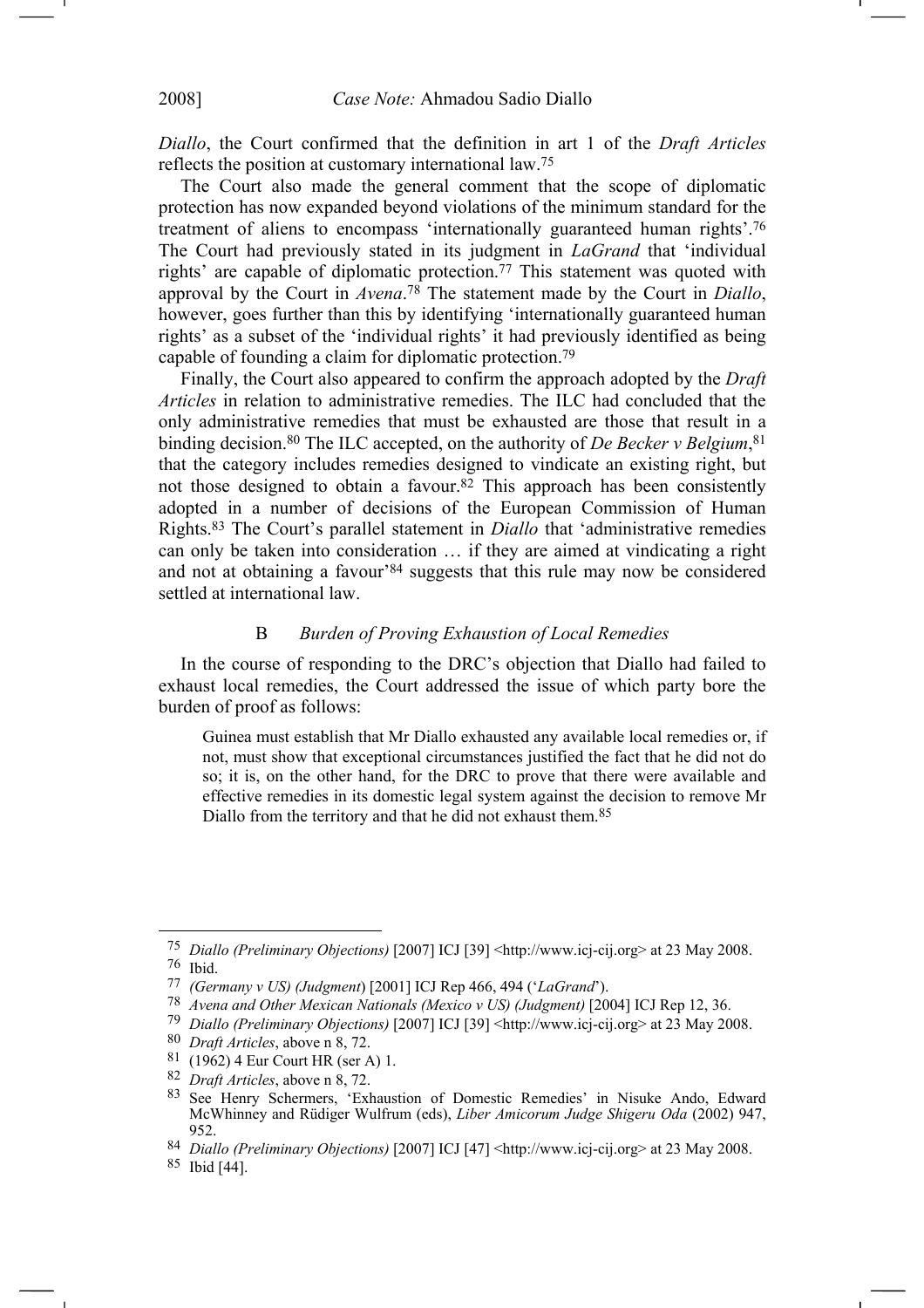*Diallo*, the Court confirmed that the definition in art 1 of the *Draft Articles* reflects the position at customary international law.[75]

The Court also made the general comment that the scope of diplomatic protection has now expanded beyond violations of the minimum standard for the treatment of aliens to encompass 'internationally guaranteed human rights'.[76] The Court had previously stated in its judgment in *LaGrand* that 'individual rights' are capable of diplomatic protection.[77] This statement was quoted with approval by the Court in *Avena*.[78] The statement made by the Court in *Diallo*, however, goes further than this by identifying 'internationally guaranteed human rights' as a subset of the 'individual rights' it had previously identified as being capable of founding a claim for diplomatic protection.[79]

Finally, the Court also appeared to confirm the approach adopted by the *Draft Articles* in relation to administrative remedies. The ILC had concluded that the only administrative remedies that must be exhausted are those that result in a binding decision.[80] The ILC accepted, on the authority of *De Becker v Belgium*,[81] that the category includes remedies designed to vindicate an existing right, but not those designed to obtain a favour.[82] This approach has been consistently adopted in a number of decisions of the European Commission of Human Rights.[83] The Court's parallel statement in *Diallo* that 'administrative remedies can only be taken into consideration … if they are aimed at vindicating a right and not at obtaining a favour'[84] suggests that this rule may now be considered settled at international law.

### B Burden of Proving Exhaustion of Local Remedies

In the course of responding to the DRC's objection that Diallo had failed to exhaust local remedies, the Court addressed the issue of which party bore the burden of proof as follows:

> Guinea must establish that Mr Diallo exhausted any available local remedies or, if not, must show that exceptional circumstances justified the fact that he did not do so; it is, on the other hand, for the DRC to prove that there were available and effective remedies in its domestic legal system against the decision to remove Mr Diallo from the territory and that he did not exhaust them.[85]

---

[75] *Diallo (Preliminary Objections)* [2007] ICJ [39] <http://www.icj-cij.org> at 23 May 2008.

[76] Ibid.

[77] *(Germany v US) (Judgment*) [2001] ICJ Rep 466, 494 ('*LaGrand*').

[78] *Avena and Other Mexican Nationals (Mexico v US) (Judgment)* [2004] ICJ Rep 12, 36.

[79] *Diallo (Preliminary Objections)* [2007] ICJ [39] <http://www.icj-cij.org> at 23 May 2008.

[80] *Draft Articles*, above n 8, 72.

[81] (1962) 4 Eur Court HR (ser A) 1.

[82] *Draft Articles*, above n 8, 72.

[83] See Henry Schermers, 'Exhaustion of Domestic Remedies' in Nisuke Ando, Edward McWhinney and Rüdiger Wulfrum (eds), *Liber Amicorum Judge Shigeru Oda* (2002) 947, 952.

[84] *Diallo (Preliminary Objections)* [2007] ICJ [47] <http://www.icj-cij.org> at 23 May 2008.

[85] Ibid [44].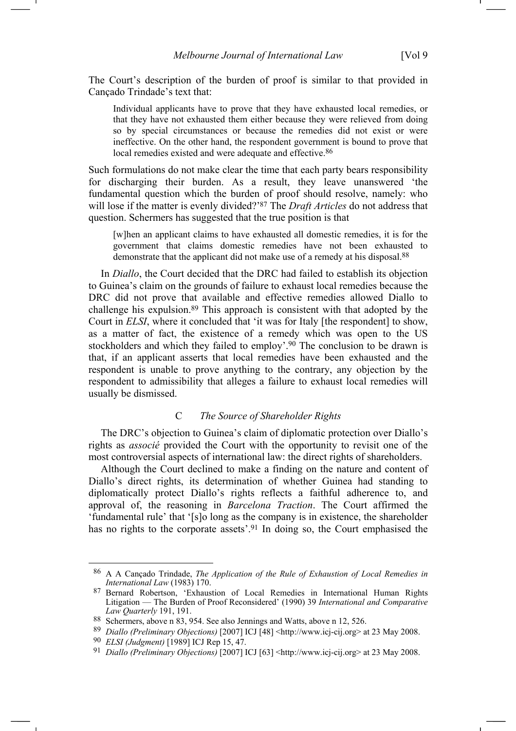The Court's description of the burden of proof is similar to that provided in Cançado Trindade's text that:

> Individual applicants have to prove that they have exhausted local remedies, or that they have not exhausted them either because they were relieved from doing so by special circumstances or because the remedies did not exist or were ineffective. On the other hand, the respondent government is bound to prove that local remedies existed and were adequate and effective.[86]

Such formulations do not make clear the time that each party bears responsibility for discharging their burden. As a result, they leave unanswered 'the fundamental question which the burden of proof should resolve, namely: who will lose if the matter is evenly divided?'[87] The *Draft Articles* do not address that question. Schermers has suggested that the true position is that

> [w]hen an applicant claims to have exhausted all domestic remedies, it is for the government that claims domestic remedies have not been exhausted to demonstrate that the applicant did not make use of a remedy at his disposal.[88]

In *Diallo*, the Court decided that the DRC had failed to establish its objection to Guinea's claim on the grounds of failure to exhaust local remedies because the DRC did not prove that available and effective remedies allowed Diallo to challenge his expulsion.[89] This approach is consistent with that adopted by the Court in *ELSI*, where it concluded that 'it was for Italy [the respondent] to show, as a matter of fact, the existence of a remedy which was open to the US stockholders and which they failed to employ'.[90] The conclusion to be drawn is that, if an applicant asserts that local remedies have been exhausted and the respondent is unable to prove anything to the contrary, any objection by the respondent to admissibility that alleges a failure to exhaust local remedies will usually be dismissed.

### C *The Source of Shareholder Rights*

The DRC's objection to Guinea's claim of diplomatic protection over Diallo's rights as *associé* provided the Court with the opportunity to revisit one of the most controversial aspects of international law: the direct rights of shareholders.

Although the Court declined to make a finding on the nature and content of Diallo's direct rights, its determination of whether Guinea had standing to diplomatically protect Diallo's rights reflects a faithful adherence to, and approval of, the reasoning in *Barcelona Traction*. The Court affirmed the 'fundamental rule' that '[s]o long as the company is in existence, the shareholder has no rights to the corporate assets'.[91] In doing so, the Court emphasised the

---

86 A A Cançado Trindade, *The Application of the Rule of Exhaustion of Local Remedies in International Law* (1983) 170.

87 Bernard Robertson, 'Exhaustion of Local Remedies in International Human Rights Litigation — The Burden of Proof Reconsidered' (1990) 39 *International and Comparative Law Quarterly* 191, 191.

88 Schermers, above n 83, 954. See also Jennings and Watts, above n 12, 526.

89 *Diallo (Preliminary Objections)* [2007] ICJ [48] <http://www.icj-cij.org> at 23 May 2008.

90 *ELSI (Judgment)* [1989] ICJ Rep 15, 47.

91 *Diallo (Preliminary Objections)* [2007] ICJ [63] <http://www.icj-cij.org> at 23 May 2008.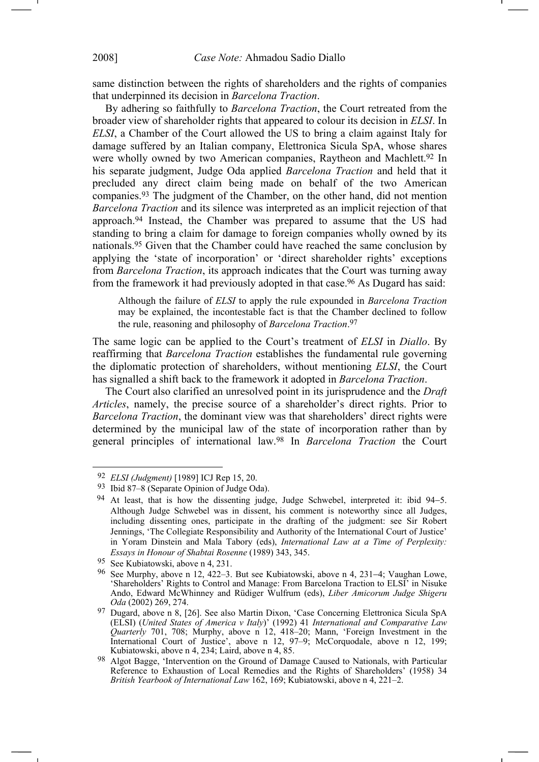same distinction between the rights of shareholders and the rights of companies that underpinned its decision in *Barcelona Traction*.

By adhering so faithfully to *Barcelona Traction*, the Court retreated from the broader view of shareholder rights that appeared to colour its decision in *ELSI*. In *ELSI*, a Chamber of the Court allowed the US to bring a claim against Italy for damage suffered by an Italian company, Elettronica Sicula SpA, whose shares were wholly owned by two American companies, Raytheon and Machlett.[92] In his separate judgment, Judge Oda applied *Barcelona Traction* and held that it precluded any direct claim being made on behalf of the two American companies.[93] The judgment of the Chamber, on the other hand, did not mention *Barcelona Traction* and its silence was interpreted as an implicit rejection of that approach.[94] Instead, the Chamber was prepared to assume that the US had standing to bring a claim for damage to foreign companies wholly owned by its nationals.[95] Given that the Chamber could have reached the same conclusion by applying the 'state of incorporation' or 'direct shareholder rights' exceptions from *Barcelona Traction*, its approach indicates that the Court was turning away from the framework it had previously adopted in that case.[96] As Dugard has said:

> Although the failure of *ELSI* to apply the rule expounded in *Barcelona Traction* may be explained, the incontestable fact is that the Chamber declined to follow the rule, reasoning and philosophy of *Barcelona Traction*.[97]

The same logic can be applied to the Court's treatment of *ELSI* in *Diallo*. By reaffirming that *Barcelona Traction* establishes the fundamental rule governing the diplomatic protection of shareholders, without mentioning *ELSI*, the Court has signalled a shift back to the framework it adopted in *Barcelona Traction*.

The Court also clarified an unresolved point in its jurisprudence and the *Draft Articles*, namely, the precise source of a shareholder's direct rights. Prior to *Barcelona Traction*, the dominant view was that shareholders' direct rights were determined by the municipal law of the state of incorporation rather than by general principles of international law.[98] In *Barcelona Traction* the Court

---

92 *ELSI (Judgment)* [1989] ICJ Rep 15, 20.

93 Ibid 87–8 (Separate Opinion of Judge Oda).

94 At least, that is how the dissenting judge, Judge Schwebel, interpreted it: ibid 94–5. Although Judge Schwebel was in dissent, his comment is noteworthy since all Judges, including dissenting ones, participate in the drafting of the judgment: see Sir Robert Jennings, 'The Collegiate Responsibility and Authority of the International Court of Justice' in Yoram Dinstein and Mala Tabory (eds), *International Law at a Time of Perplexity: Essays in Honour of Shabtai Rosenne* (1989) 343, 345.

95 See Kubiatowski, above n 4, 231.

96 See Murphy, above n 12, 422–3. But see Kubiatowski, above n 4, 231–4; Vaughan Lowe, 'Shareholders' Rights to Control and Manage: From Barcelona Traction to ELSI' in Nisuke Ando, Edward McWhinney and Rüdiger Wulfrum (eds), *Liber Amicorum Judge Shigeru Oda* (2002) 269, 274.

97 Dugard, above n 8, [26]. See also Martin Dixon, 'Case Concerning Elettronica Sicula SpA (ELSI) (*United States of America v Italy*)' (1992) 41 *International and Comparative Law Quarterly* 701, 708; Murphy, above n 12, 418–20; Mann, 'Foreign Investment in the International Court of Justice', above n 12, 97–9; McCorquodale, above n 12, 199; Kubiatowski, above n 4, 234; Laird, above n 4, 85.

98 Algot Bagge, 'Intervention on the Ground of Damage Caused to Nationals, with Particular Reference to Exhaustion of Local Remedies and the Rights of Shareholders' (1958) 34 *British Yearbook of International Law* 162, 169; Kubiatowski, above n 4, 221–2.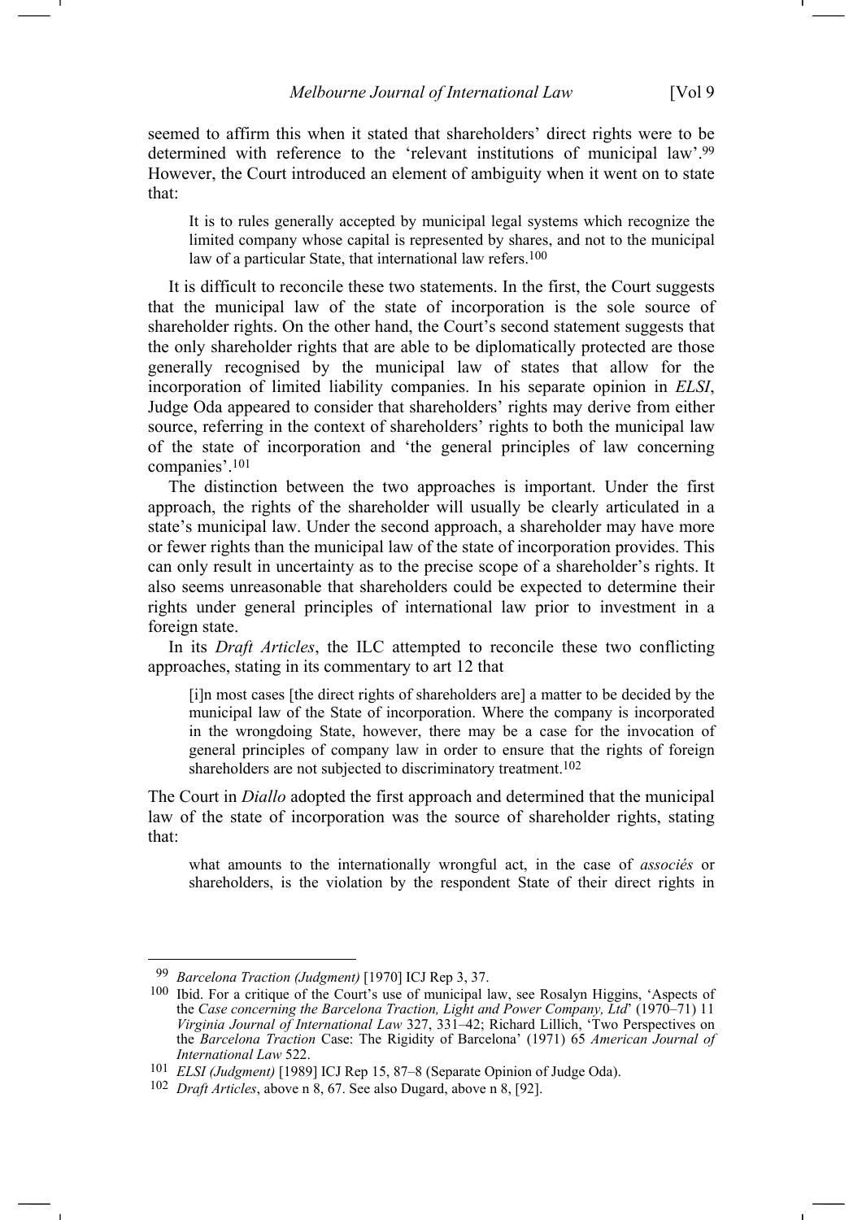seemed to affirm this when it stated that shareholders' direct rights were to be determined with reference to the 'relevant institutions of municipal law'.[99] However, the Court introduced an element of ambiguity when it went on to state that:

> It is to rules generally accepted by municipal legal systems which recognize the limited company whose capital is represented by shares, and not to the municipal law of a particular State, that international law refers.[100]

It is difficult to reconcile these two statements. In the first, the Court suggests that the municipal law of the state of incorporation is the sole source of shareholder rights. On the other hand, the Court's second statement suggests that the only shareholder rights that are able to be diplomatically protected are those generally recognised by the municipal law of states that allow for the incorporation of limited liability companies. In his separate opinion in *ELSI*, Judge Oda appeared to consider that shareholders' rights may derive from either source, referring in the context of shareholders' rights to both the municipal law of the state of incorporation and 'the general principles of law concerning companies'.[101]

The distinction between the two approaches is important. Under the first approach, the rights of the shareholder will usually be clearly articulated in a state's municipal law. Under the second approach, a shareholder may have more or fewer rights than the municipal law of the state of incorporation provides. This can only result in uncertainty as to the precise scope of a shareholder's rights. It also seems unreasonable that shareholders could be expected to determine their rights under general principles of international law prior to investment in a foreign state.

In its *Draft Articles*, the ILC attempted to reconcile these two conflicting approaches, stating in its commentary to art 12 that

> [i]n most cases [the direct rights of shareholders are] a matter to be decided by the municipal law of the State of incorporation. Where the company is incorporated in the wrongdoing State, however, there may be a case for the invocation of general principles of company law in order to ensure that the rights of foreign shareholders are not subjected to discriminatory treatment.[102]

The Court in *Diallo* adopted the first approach and determined that the municipal law of the state of incorporation was the source of shareholder rights, stating that:

> what amounts to the internationally wrongful act, in the case of *associés* or shareholders, is the violation by the respondent State of their direct rights in

---

[99] *Barcelona Traction (Judgment)* [1970] ICJ Rep 3, 37.

[100] Ibid. For a critique of the Court's use of municipal law, see Rosalyn Higgins, 'Aspects of the *Case concerning the Barcelona Traction, Light and Power Company, Ltd*' (1970–71) 11 *Virginia Journal of International Law* 327, 331–42; Richard Lillich, 'Two Perspectives on the *Barcelona Traction* Case: The Rigidity of Barcelona' (1971) 65 *American Journal of International Law* 522.

[101] *ELSI (Judgment)* [1989] ICJ Rep 15, 87–8 (Separate Opinion of Judge Oda).

[102] *Draft Articles*, above n 8, 67. See also Dugard, above n 8, [92].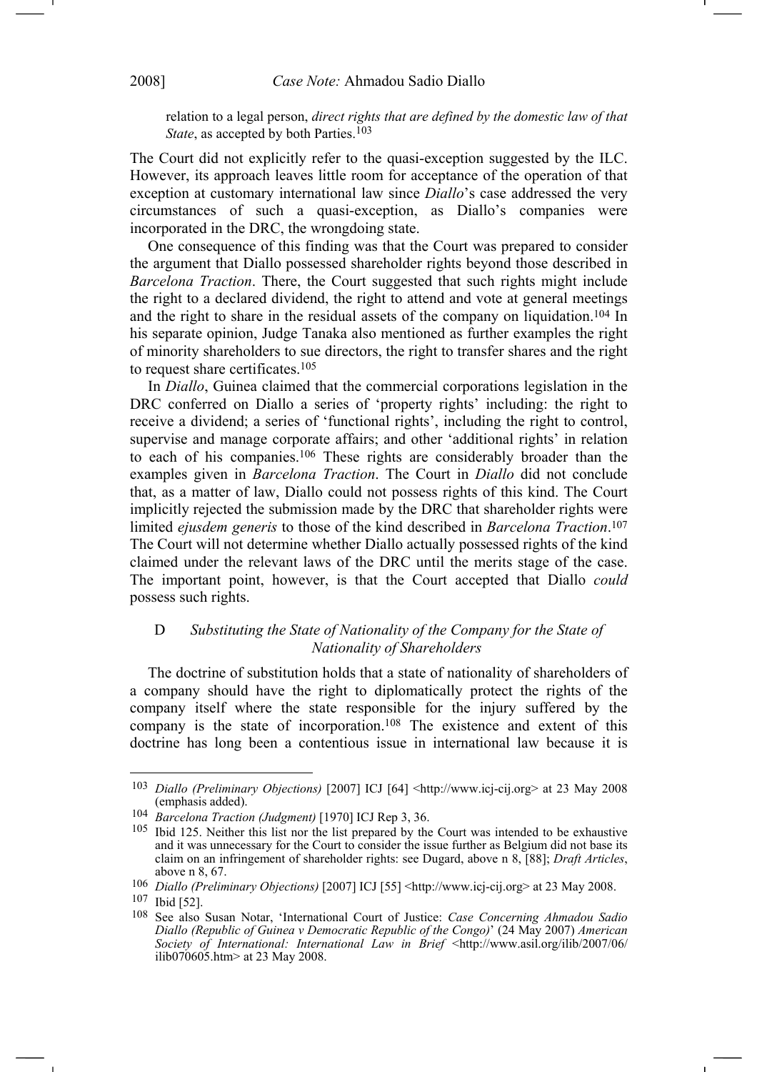relation to a legal person, *direct rights that are defined by the domestic law of that State*, as accepted by both Parties.[103]

The Court did not explicitly refer to the quasi-exception suggested by the ILC. However, its approach leaves little room for acceptance of the operation of that exception at customary international law since *Diallo*'s case addressed the very circumstances of such a quasi-exception, as Diallo's companies were incorporated in the DRC, the wrongdoing state.

One consequence of this finding was that the Court was prepared to consider the argument that Diallo possessed shareholder rights beyond those described in *Barcelona Traction*. There, the Court suggested that such rights might include the right to a declared dividend, the right to attend and vote at general meetings and the right to share in the residual assets of the company on liquidation.[104] In his separate opinion, Judge Tanaka also mentioned as further examples the right of minority shareholders to sue directors, the right to transfer shares and the right to request share certificates.[105]

In *Diallo*, Guinea claimed that the commercial corporations legislation in the DRC conferred on Diallo a series of 'property rights' including: the right to receive a dividend; a series of 'functional rights', including the right to control, supervise and manage corporate affairs; and other 'additional rights' in relation to each of his companies.[106] These rights are considerably broader than the examples given in *Barcelona Traction*. The Court in *Diallo* did not conclude that, as a matter of law, Diallo could not possess rights of this kind. The Court implicitly rejected the submission made by the DRC that shareholder rights were limited *ejusdem generis* to those of the kind described in *Barcelona Traction*.[107] The Court will not determine whether Diallo actually possessed rights of the kind claimed under the relevant laws of the DRC until the merits stage of the case. The important point, however, is that the Court accepted that Diallo *could* possess such rights.

### D *Substituting the State of Nationality of the Company for the State of Nationality of Shareholders*

The doctrine of substitution holds that a state of nationality of shareholders of a company should have the right to diplomatically protect the rights of the company itself where the state responsible for the injury suffered by the company is the state of incorporation.[108] The existence and extent of this doctrine has long been a contentious issue in international law because it is

---

[103] *Diallo (Preliminary Objections)* [2007] ICJ [64] <http://www.icj-cij.org> at 23 May 2008 (emphasis added).

[104] *Barcelona Traction (Judgment)* [1970] ICJ Rep 3, 36.

[105] Ibid 125. Neither this list nor the list prepared by the Court was intended to be exhaustive and it was unnecessary for the Court to consider the issue further as Belgium did not base its claim on an infringement of shareholder rights: see Dugard, above n 8, [88]; *Draft Articles*, above n 8, 67.

[106] *Diallo (Preliminary Objections)* [2007] ICJ [55] <http://www.icj-cij.org> at 23 May 2008.

[107] Ibid [52].

[108] See also Susan Notar, 'International Court of Justice: *Case Concerning Ahmadou Sadio Diallo (Republic of Guinea v Democratic Republic of the Congo)*' (24 May 2007) *American Society of International: International Law in Brief* <http://www.asil.org/ilib/2007/06/ilib070605.htm> at 23 May 2008.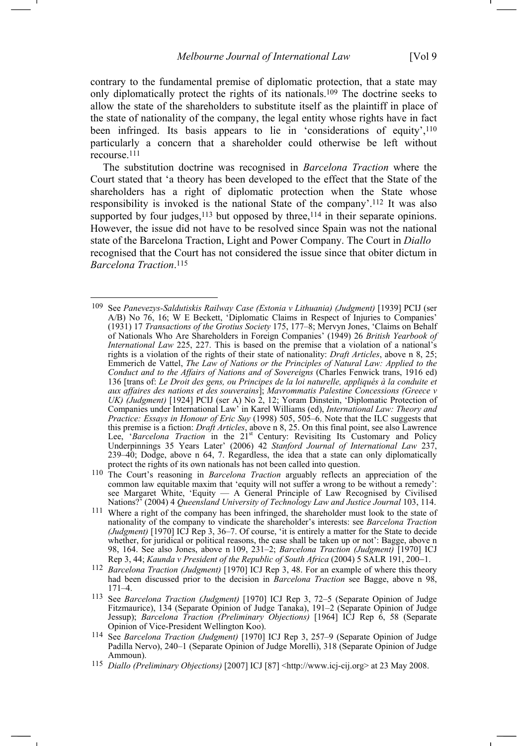contrary to the fundamental premise of diplomatic protection, that a state may only diplomatically protect the rights of its nationals.[109] The doctrine seeks to allow the state of the shareholders to substitute itself as the plaintiff in place of the state of nationality of the company, the legal entity whose rights have in fact been infringed. Its basis appears to lie in 'considerations of equity',[110] particularly a concern that a shareholder could otherwise be left without recourse.[111]

The substitution doctrine was recognised in *Barcelona Traction* where the Court stated that 'a theory has been developed to the effect that the State of the shareholders has a right of diplomatic protection when the State whose responsibility is invoked is the national State of the company'.[112] It was also supported by four judges,[113] but opposed by three,[114] in their separate opinions. However, the issue did not have to be resolved since Spain was not the national state of the Barcelona Traction, Light and Power Company. The Court in *Diallo* recognised that the Court has not considered the issue since that obiter dictum in *Barcelona Traction*.[115]

---

[109] See *Panevezys-Saldutiskis Railway Case (Estonia v Lithuania) (Judgment)* [1939] PCIJ (ser A/B) No 76, 16; W E Beckett, 'Diplomatic Claims in Respect of Injuries to Companies' (1931) 17 *Transactions of the Grotius Society* 175, 177–8; Mervyn Jones, 'Claims on Behalf of Nationals Who Are Shareholders in Foreign Companies' (1949) 26 *British Yearbook of International Law* 225, 227. This is based on the premise that a violation of a national's rights is a violation of the rights of their state of nationality: *Draft Articles*, above n 8, 25; Emmerich de Vattel, *The Law of Nations or the Principles of Natural Law: Applied to the Conduct and to the Affairs of Nations and of Sovereigns* (Charles Fenwick trans, 1916 ed) 136 [trans of: *Le Droit des gens, ou Principes de la loi naturelle, appliqués à la conduite et aux affaires des nations et des souverains*]; *Mavrommatis Palestine Concessions (Greece v UK) (Judgment)* [1924] PCIJ (ser A) No 2, 12; Yoram Dinstein, 'Diplomatic Protection of Companies under International Law' in Karel Williams (ed), *International Law: Theory and Practice: Essays in Honour of Eric Suy* (1998) 505, 505–6. Note that the ILC suggests that this premise is a fiction: *Draft Articles*, above n 8, 25. On this final point, see also Lawrence Lee, '*Barcelona Traction* in the 21st Century: Revisiting Its Customary and Policy Underpinnings 35 Years Later' (2006) 42 *Stanford Journal of International Law* 237, 239–40; Dodge, above n 64, 7. Regardless, the idea that a state can only diplomatically protect the rights of its own nationals has not been called into question.

[110] The Court's reasoning in *Barcelona Traction* arguably reflects an appreciation of the common law equitable maxim that 'equity will not suffer a wrong to be without a remedy': see Margaret White, 'Equity — A General Principle of Law Recognised by Civilised Nations?' (2004) 4 *Queensland University of Technology Law and Justice Journal* 103, 114.

[111] Where a right of the company has been infringed, the shareholder must look to the state of nationality of the company to vindicate the shareholder's interests: see *Barcelona Traction (Judgment)* [1970] ICJ Rep 3, 36–7. Of course, 'it is entirely a matter for the State to decide whether, for juridical or political reasons, the case shall be taken up or not': Bagge, above n 98, 164. See also Jones, above n 109, 231–2; *Barcelona Traction (Judgment)* [1970] ICJ Rep 3, 44; *Kaunda v President of the Republic of South Africa* (2004) 5 SALR 191, 200–1.

[112] *Barcelona Traction (Judgment)* [1970] ICJ Rep 3, 48. For an example of where this theory had been discussed prior to the decision in *Barcelona Traction* see Bagge, above n 98, 171–4.

[113] See *Barcelona Traction (Judgment)* [1970] ICJ Rep 3, 72–5 (Separate Opinion of Judge Fitzmaurice), 134 (Separate Opinion of Judge Tanaka), 191–2 (Separate Opinion of Judge Jessup); *Barcelona Traction (Preliminary Objections)* [1964] ICJ Rep 6, 58 (Separate Opinion of Vice-President Wellington Koo).

[114] See *Barcelona Traction (Judgment)* [1970] ICJ Rep 3, 257–9 (Separate Opinion of Judge Padilla Nervo), 240–1 (Separate Opinion of Judge Morelli), 318 (Separate Opinion of Judge Ammoun).

[115] *Diallo (Preliminary Objections)* [2007] ICJ [87] <http://www.icj-cij.org> at 23 May 2008.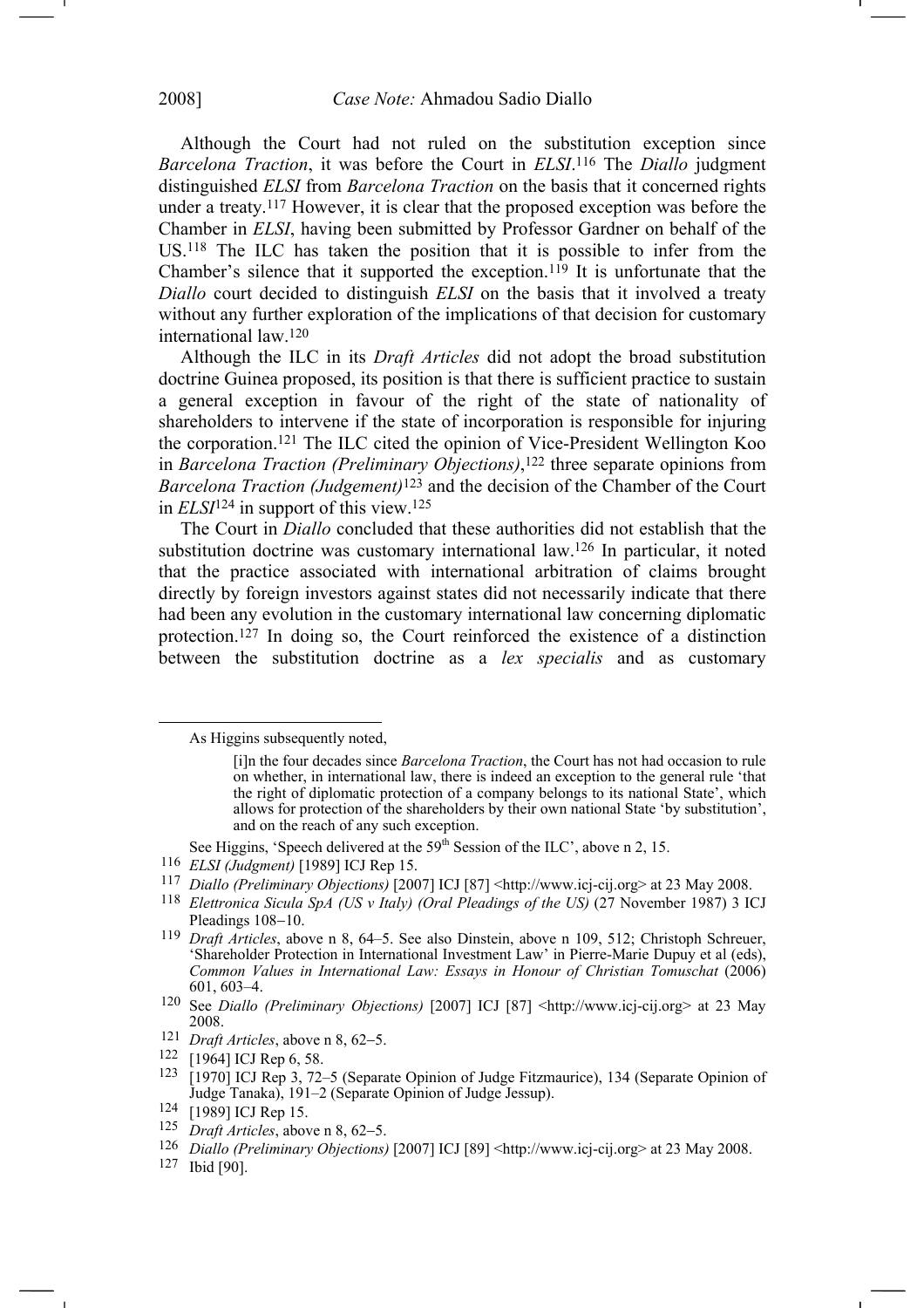Although the Court had not ruled on the substitution exception since *Barcelona Traction*, it was before the Court in *ELSI*.[116] The *Diallo* judgment distinguished *ELSI* from *Barcelona Traction* on the basis that it concerned rights under a treaty.[117] However, it is clear that the proposed exception was before the Chamber in *ELSI*, having been submitted by Professor Gardner on behalf of the US.[118] The ILC has taken the position that it is possible to infer from the Chamber's silence that it supported the exception.[119] It is unfortunate that the *Diallo* court decided to distinguish *ELSI* on the basis that it involved a treaty without any further exploration of the implications of that decision for customary international law.[120]

Although the ILC in its *Draft Articles* did not adopt the broad substitution doctrine Guinea proposed, its position is that there is sufficient practice to sustain a general exception in favour of the right of the state of nationality of shareholders to intervene if the state of incorporation is responsible for injuring the corporation.[121] The ILC cited the opinion of Vice-President Wellington Koo in *Barcelona Traction (Preliminary Objections)*,[122] three separate opinions from *Barcelona Traction (Judgement)*[123] and the decision of the Chamber of the Court in *ELSI*[124] in support of this view.[125]

The Court in *Diallo* concluded that these authorities did not establish that the substitution doctrine was customary international law.[126] In particular, it noted that the practice associated with international arbitration of claims brought directly by foreign investors against states did not necessarily indicate that there had been any evolution in the customary international law concerning diplomatic protection.[127] In doing so, the Court reinforced the existence of a distinction between the substitution doctrine as a *lex specialis* and as customary

---

As Higgins subsequently noted,

> [i]n the four decades since *Barcelona Traction*, the Court has not had occasion to rule on whether, in international law, there is indeed an exception to the general rule 'that the right of diplomatic protection of a company belongs to its national State', which allows for protection of the shareholders by their own national State 'by substitution', and on the reach of any such exception.

See Higgins, 'Speech delivered at the 59th Session of the ILC', above n 2, 15.

[116] *ELSI (Judgment)* [1989] ICJ Rep 15.

[117] *Diallo (Preliminary Objections)* [2007] ICJ [87] <http://www.icj-cij.org> at 23 May 2008.

[118] *Elettronica Sicula SpA (US v Italy) (Oral Pleadings of the US)* (27 November 1987) 3 ICJ Pleadings 108–10.

[119] *Draft Articles*, above n 8, 64–5. See also Dinstein, above n 109, 512; Christoph Schreuer, 'Shareholder Protection in International Investment Law' in Pierre-Marie Dupuy et al (eds), *Common Values in International Law: Essays in Honour of Christian Tomuschat* (2006) 601, 603–4.

[120] See *Diallo (Preliminary Objections)* [2007] ICJ [87] <http://www.icj-cij.org> at 23 May 2008.

[121] *Draft Articles*, above n 8, 62–5.

[122] [1964] ICJ Rep 6, 58.

[123] [1970] ICJ Rep 3, 72–5 (Separate Opinion of Judge Fitzmaurice), 134 (Separate Opinion of Judge Tanaka), 191–2 (Separate Opinion of Judge Jessup).

[124] [1989] ICJ Rep 15.

[125] *Draft Articles*, above n 8, 62–5.

[126] *Diallo (Preliminary Objections)* [2007] ICJ [89] <http://www.icj-cij.org> at 23 May 2008.

[127] Ibid [90].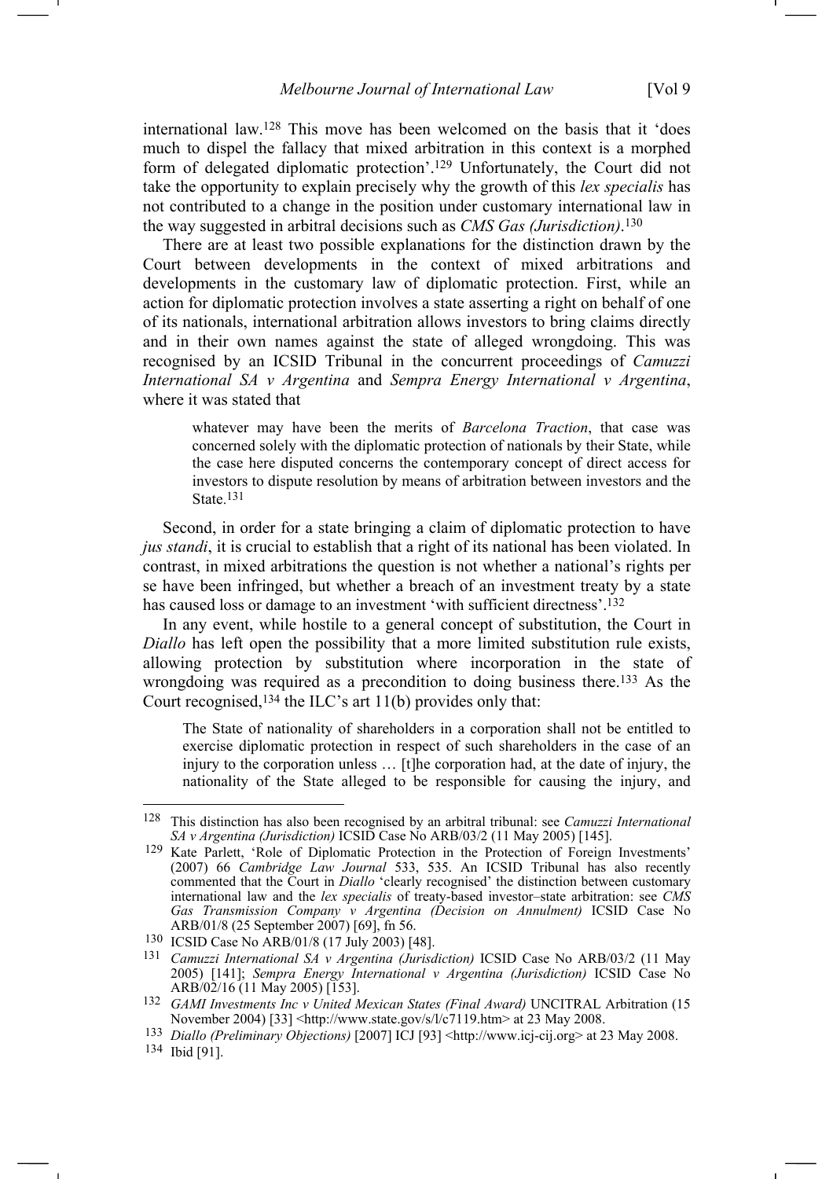international law.[128] This move has been welcomed on the basis that it 'does much to dispel the fallacy that mixed arbitration in this context is a morphed form of delegated diplomatic protection'.[129] Unfortunately, the Court did not take the opportunity to explain precisely why the growth of this *lex specialis* has not contributed to a change in the position under customary international law in the way suggested in arbitral decisions such as *CMS Gas (Jurisdiction)*.[130]

There are at least two possible explanations for the distinction drawn by the Court between developments in the context of mixed arbitrations and developments in the customary law of diplomatic protection. First, while an action for diplomatic protection involves a state asserting a right on behalf of one of its nationals, international arbitration allows investors to bring claims directly and in their own names against the state of alleged wrongdoing. This was recognised by an ICSID Tribunal in the concurrent proceedings of *Camuzzi International SA v Argentina* and *Sempra Energy International v Argentina*, where it was stated that

> whatever may have been the merits of *Barcelona Traction*, that case was concerned solely with the diplomatic protection of nationals by their State, while the case here disputed concerns the contemporary concept of direct access for investors to dispute resolution by means of arbitration between investors and the State.[131]

Second, in order for a state bringing a claim of diplomatic protection to have *jus standi*, it is crucial to establish that a right of its national has been violated. In contrast, in mixed arbitrations the question is not whether a national's rights per se have been infringed, but whether a breach of an investment treaty by a state has caused loss or damage to an investment 'with sufficient directness'.[132]

In any event, while hostile to a general concept of substitution, the Court in *Diallo* has left open the possibility that a more limited substitution rule exists, allowing protection by substitution where incorporation in the state of wrongdoing was required as a precondition to doing business there.[133] As the Court recognised,[134] the ILC's art 11(b) provides only that:

> The State of nationality of shareholders in a corporation shall not be entitled to exercise diplomatic protection in respect of such shareholders in the case of an injury to the corporation unless … [t]he corporation had, at the date of injury, the nationality of the State alleged to be responsible for causing the injury, and

---

[128] This distinction has also been recognised by an arbitral tribunal: see *Camuzzi International SA v Argentina (Jurisdiction)* ICSID Case No ARB/03/2 (11 May 2005) [145].

[129] Kate Parlett, 'Role of Diplomatic Protection in the Protection of Foreign Investments' (2007) 66 *Cambridge Law Journal* 533, 535. An ICSID Tribunal has also recently commented that the Court in *Diallo* 'clearly recognised' the distinction between customary international law and the *lex specialis* of treaty-based investor–state arbitration: see *CMS Gas Transmission Company v Argentina (Decision on Annulment)* ICSID Case No ARB/01/8 (25 September 2007) [69], fn 56.

[130] ICSID Case No ARB/01/8 (17 July 2003) [48].

[131] *Camuzzi International SA v Argentina (Jurisdiction)* ICSID Case No ARB/03/2 (11 May 2005) [141]; *Sempra Energy International v Argentina (Jurisdiction)* ICSID Case No ARB/02/16 (11 May 2005) [153].

[132] *GAMI Investments Inc v United Mexican States (Final Award)* UNCITRAL Arbitration (15 November 2004) [33] <http://www.state.gov/s/l/c7119.htm> at 23 May 2008.

[133] *Diallo (Preliminary Objections)* [2007] ICJ [93] <http://www.icj-cij.org> at 23 May 2008.

[134] Ibid [91].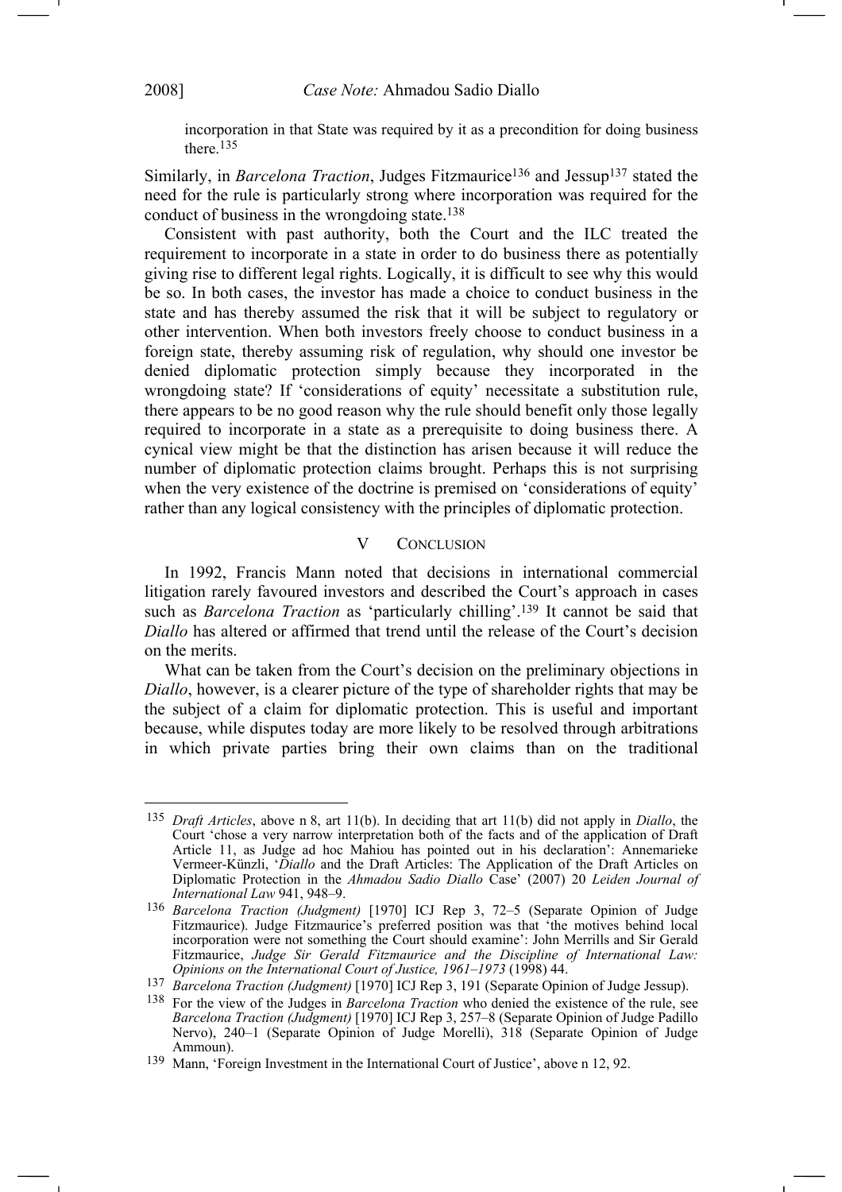incorporation in that State was required by it as a precondition for doing business there.[135]

Similarly, in *Barcelona Traction*, Judges Fitzmaurice[136] and Jessup[137] stated the need for the rule is particularly strong where incorporation was required for the conduct of business in the wrongdoing state.[138]

Consistent with past authority, both the Court and the ILC treated the requirement to incorporate in a state in order to do business there as potentially giving rise to different legal rights. Logically, it is difficult to see why this would be so. In both cases, the investor has made a choice to conduct business in the state and has thereby assumed the risk that it will be subject to regulatory or other intervention. When both investors freely choose to conduct business in a foreign state, thereby assuming risk of regulation, why should one investor be denied diplomatic protection simply because they incorporated in the wrongdoing state? If 'considerations of equity' necessitate a substitution rule, there appears to be no good reason why the rule should benefit only those legally required to incorporate in a state as a prerequisite to doing business there. A cynical view might be that the distinction has arisen because it will reduce the number of diplomatic protection claims brought. Perhaps this is not surprising when the very existence of the doctrine is premised on 'considerations of equity' rather than any logical consistency with the principles of diplomatic protection.

## V CONCLUSION

In 1992, Francis Mann noted that decisions in international commercial litigation rarely favoured investors and described the Court's approach in cases such as *Barcelona Traction* as 'particularly chilling'.[139] It cannot be said that *Diallo* has altered or affirmed that trend until the release of the Court's decision on the merits.

What can be taken from the Court's decision on the preliminary objections in *Diallo*, however, is a clearer picture of the type of shareholder rights that may be the subject of a claim for diplomatic protection. This is useful and important because, while disputes today are more likely to be resolved through arbitrations in which private parties bring their own claims than on the traditional

---

[135] *Draft Articles*, above n 8, art 11(b). In deciding that art 11(b) did not apply in *Diallo*, the Court 'chose a very narrow interpretation both of the facts and of the application of Draft Article 11, as Judge ad hoc Mahiou has pointed out in his declaration': Annemarieke Vermeer-Künzli, '*Diallo* and the Draft Articles: The Application of the Draft Articles on Diplomatic Protection in the *Ahmadou Sadio Diallo* Case' (2007) 20 *Leiden Journal of International Law* 941, 948–9.

[136] *Barcelona Traction (Judgment)* [1970] ICJ Rep 3, 72–5 (Separate Opinion of Judge Fitzmaurice). Judge Fitzmaurice's preferred position was that 'the motives behind local incorporation were not something the Court should examine': John Merrills and Sir Gerald Fitzmaurice, *Judge Sir Gerald Fitzmaurice and the Discipline of International Law: Opinions on the International Court of Justice, 1961–1973* (1998) 44.

[137] *Barcelona Traction (Judgment)* [1970] ICJ Rep 3, 191 (Separate Opinion of Judge Jessup).

[138] For the view of the Judges in *Barcelona Traction* who denied the existence of the rule, see *Barcelona Traction (Judgment)* [1970] ICJ Rep 3, 257–8 (Separate Opinion of Judge Padillo Nervo), 240–1 (Separate Opinion of Judge Morelli), 318 (Separate Opinion of Judge Ammoun).

[139] Mann, 'Foreign Investment in the International Court of Justice', above n 12, 92.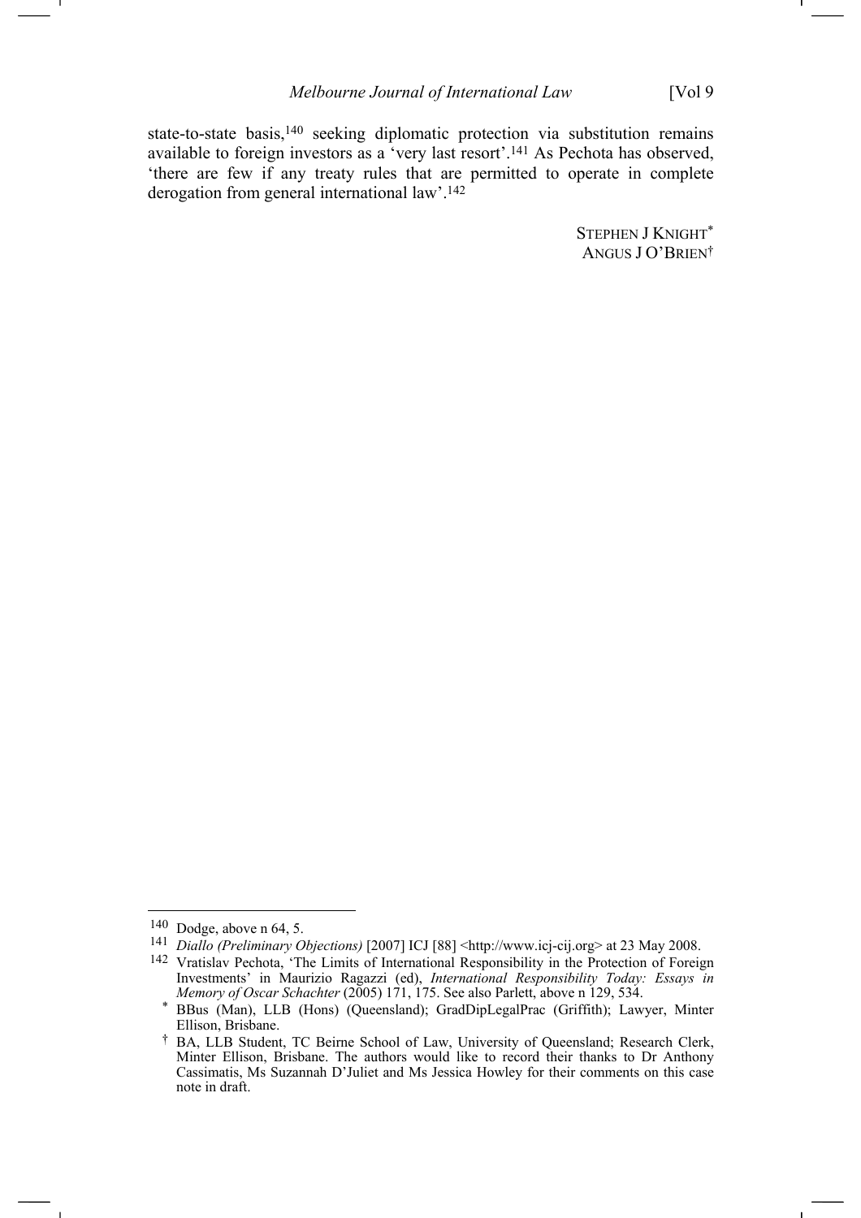state-to-state basis,[140] seeking diplomatic protection via substitution remains available to foreign investors as a 'very last resort'.[141] As Pechota has observed, 'there are few if any treaty rules that are permitted to operate in complete derogation from general international law'.[142]

STEPHEN J KNIGHT*
ANGUS J O'BRIEN†

---

[140] Dodge, above n 64, 5.

[141] *Diallo (Preliminary Objections)* [2007] ICJ [88] <http://www.icj-cij.org> at 23 May 2008.

[142] Vratislav Pechota, 'The Limits of International Responsibility in the Protection of Foreign Investments' in Maurizio Ragazzi (ed), *International Responsibility Today: Essays in Memory of Oscar Schachter* (2005) 171, 175. See also Parlett, above n 129, 534.

\* BBus (Man), LLB (Hons) (Queensland); GradDipLegalPrac (Griffith); Lawyer, Minter Ellison, Brisbane.

† BA, LLB Student, TC Beirne School of Law, University of Queensland; Research Clerk, Minter Ellison, Brisbane. The authors would like to record their thanks to Dr Anthony Cassimatis, Ms Suzannah D'Juliet and Ms Jessica Howley for their comments on this case note in draft.